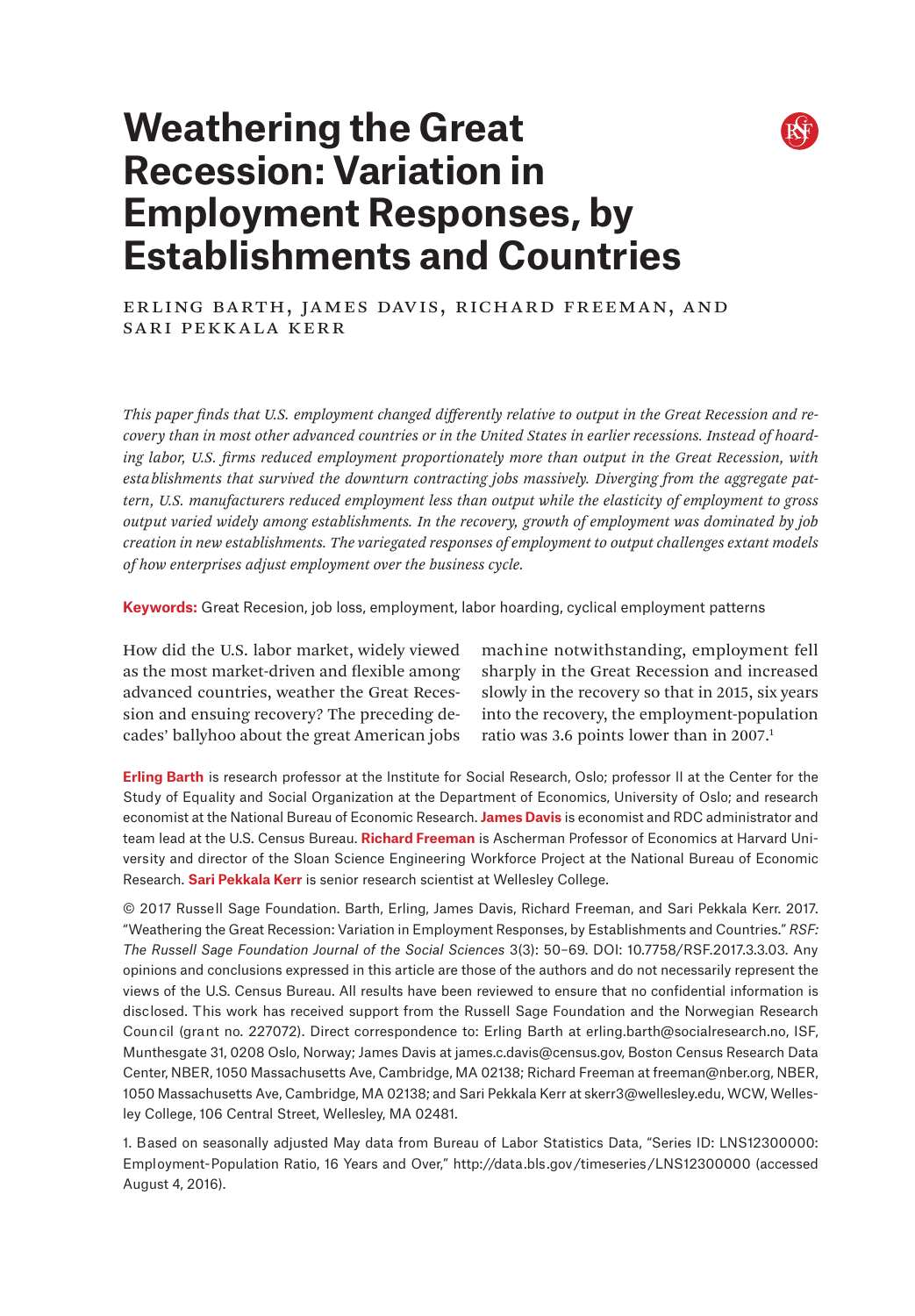# Weathering the Great Recession: Variation in Employment Responses, by Establishments and Countries

Erling Barth, James Davis, Richard Freeman, and Sari Pekkala Kerr

*This paper finds that U.S. employment changed differently relative to output in the Great Recession and recovery than in most other advanced countries or in the United States in earlier recessions. Instead of hoarding labor, U.S. firms reduced employment proportionately more than output in the Great Recession, with establishments that survived the downturn contracting jobs massively. Diverging from the aggregate pattern, U.S. manufacturers reduced employment less than output while the elasticity of employment to gross output varied widely among establishments. In the recovery, growth of employment was dominated by job creation in new establishments. The variegated responses of employment to output challenges extant models of how enterprises adjust employment over the business cycle.*

**Keywords:** Great Recesion, job loss, employment, labor hoarding, cyclical employment patterns

How did the U.S. labor market, widely viewed as the most market-driven and flexible among advanced countries, weather the Great Recession and ensuing recovery? The preceding decades' ballyhoo about the great American jobs machine notwithstanding, employment fell sharply in the Great Recession and increased slowly in the recovery so that in 2015, six years into the recovery, the employment-population ratio was 3.6 points lower than in 2007.[1]

**Erling Barth** is research professor at the Institute for Social Research, Oslo; professor II at the Center for the Study of Equality and Social Organization at the Department of Economics, University of Oslo; and research economist at the National Bureau of Economic Research. **James Davis** is economist and RDC administrator and team lead at the U.S. Census Bureau. **Richard Freeman** is Ascherman Professor of Economics at Harvard University and director of the Sloan Science Engineering Workforce Project at the National Bureau of Economic Research. **Sari Pekkala Kerr** is senior research scientist at Wellesley College.

© 2017 Russell Sage Foundation. Barth, Erling, James Davis, Richard Freeman, and Sari Pekkala Kerr. 2017. "Weathering the Great Recession: Variation in Employment Responses, by Establishments and Countries." *RSF: The Russell Sage Foundation Journal of the Social Sciences* 3(3): 50–69. DOI: 10.7758/RSF.2017.3.3.03. Any opinions and conclusions expressed in this article are those of the authors and do not necessarily represent the views of the U.S. Census Bureau. All results have been reviewed to ensure that no confidential information is disclosed. This work has received support from the Russell Sage Foundation and the Norwegian Research Council (grant no. 227072). Direct correspondence to: Erling Barth at erling.barth@socialresearch.no, ISF, Munthesgate 31, 0208 Oslo, Norway; James Davis at james.c.davis@census.gov, Boston Census Research Data Center, NBER, 1050 Massachusetts Ave, Cambridge, MA 02138; Richard Freeman at freeman@nber.org, NBER, 1050 Massachusetts Ave, Cambridge, MA 02138; and Sari Pekkala Kerr at skerr3@wellesley.edu, WCW, Wellesley College, 106 Central Street, Wellesley, MA 02481.

1. Based on seasonally adjusted May data from Bureau of Labor Statistics Data, "Series ID: LNS12300000: Employment-Population Ratio, 16 Years and Over," http://data.bls.gov/timeseries/LNS12300000 (accessed August 4, 2016).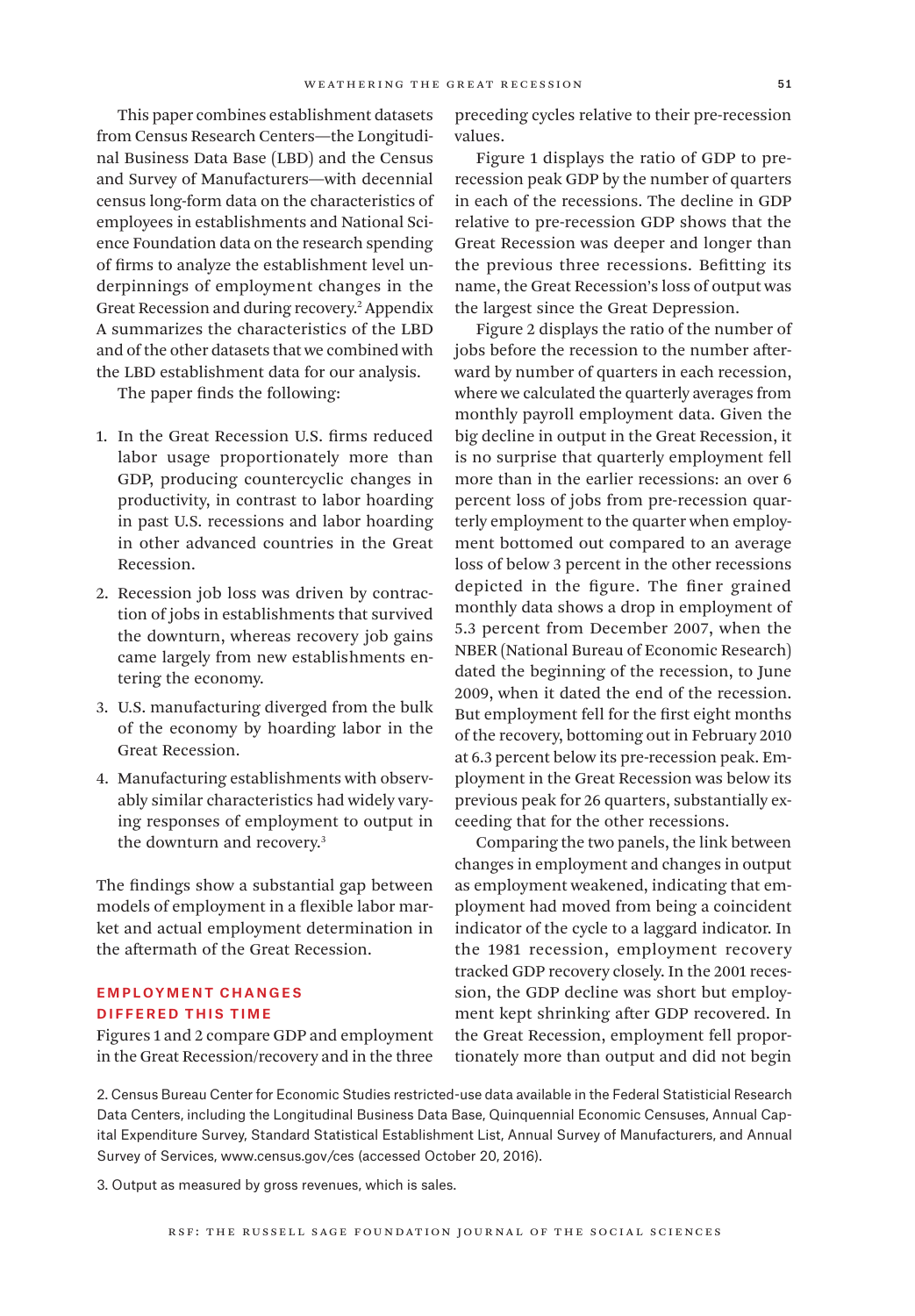This paper combines establishment datasets from Census Research Centers—the Longitudinal Business Data Base (LBD) and the Census and Survey of Manufacturers—with decennial census long-form data on the characteristics of employees in establishments and National Science Foundation data on the research spending of firms to analyze the establishment level underpinnings of employment changes in the Great Recession and during recovery.[2] Appendix A summarizes the characteristics of the LBD and of the other datasets that we combined with the LBD establishment data for our analysis.

The paper finds the following:

1. In the Great Recession U.S. firms reduced labor usage proportionately more than GDP, producing countercyclic changes in productivity, in contrast to labor hoarding in past U.S. recessions and labor hoarding in other advanced countries in the Great Recession.
2. Recession job loss was driven by contraction of jobs in establishments that survived the downturn, whereas recovery job gains came largely from new establishments entering the economy.
3. U.S. manufacturing diverged from the bulk of the economy by hoarding labor in the Great Recession.
4. Manufacturing establishments with observably similar characteristics had widely varying responses of employment to output in the downturn and recovery.[3]

The findings show a substantial gap between models of employment in a flexible labor market and actual employment determination in the aftermath of the Great Recession.

## EMPLOYMENT CHANGES DIFFERED THIS TIME

Figures 1 and 2 compare GDP and employment in the Great Recession/recovery and in the three preceding cycles relative to their pre-recession values.

Figure 1 displays the ratio of GDP to pre-recession peak GDP by the number of quarters in each of the recessions. The decline in GDP relative to pre-recession GDP shows that the Great Recession was deeper and longer than the previous three recessions. Befitting its name, the Great Recession's loss of output was the largest since the Great Depression.

Figure 2 displays the ratio of the number of jobs before the recession to the number afterward by number of quarters in each recession, where we calculated the quarterly averages from monthly payroll employment data. Given the big decline in output in the Great Recession, it is no surprise that quarterly employment fell more than in the earlier recessions: an over 6 percent loss of jobs from pre-recession quarterly employment to the quarter when employment bottomed out compared to an average loss of below 3 percent in the other recessions depicted in the figure. The finer grained monthly data shows a drop in employment of 5.3 percent from December 2007, when the NBER (National Bureau of Economic Research) dated the beginning of the recession, to June 2009, when it dated the end of the recession. But employment fell for the first eight months of the recovery, bottoming out in February 2010 at 6.3 percent below its pre-recession peak. Employment in the Great Recession was below its previous peak for 26 quarters, substantially exceeding that for the other recessions.

Comparing the two panels, the link between changes in employment and changes in output as employment weakened, indicating that employment had moved from being a coincident indicator of the cycle to a laggard indicator. In the 1981 recession, employment recovery tracked GDP recovery closely. In the 2001 recession, the GDP decline was short but employment kept shrinking after GDP recovered. In the Great Recession, employment fell proportionately more than output and did not begin

2. Census Bureau Center for Economic Studies restricted-use data available in the Federal Statisticial Research Data Centers, including the Longitudinal Business Data Base, Quinquennial Economic Censuses, Annual Capital Expenditure Survey, Standard Statistical Establishment List, Annual Survey of Manufacturers, and Annual Survey of Services, www.census.gov/ces (accessed October 20, 2016).

3. Output as measured by gross revenues, which is sales.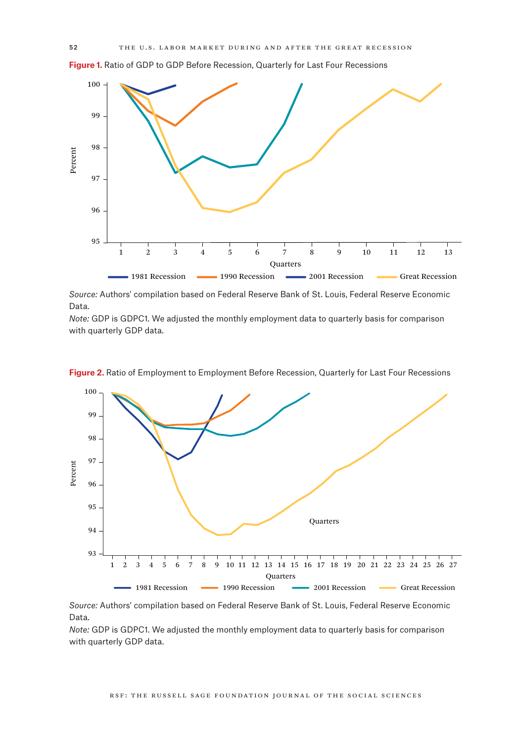**Figure 1.** Ratio of GDP to GDP Before Recession, Quarterly for Last Four Recessions

*Source:* Authors' compilation based on Federal Reserve Bank of St. Louis, Federal Reserve Economic Data.
*Note:* GDP is GDPC1. We adjusted the monthly employment data to quarterly basis for comparison with quarterly GDP data.

**Figure 2.** Ratio of Employment to Employment Before Recession, Quarterly for Last Four Recessions

*Source:* Authors' compilation based on Federal Reserve Bank of St. Louis, Federal Reserve Economic Data.
*Note:* GDP is GDPC1. We adjusted the monthly employment data to quarterly basis for comparison with quarterly GDP data.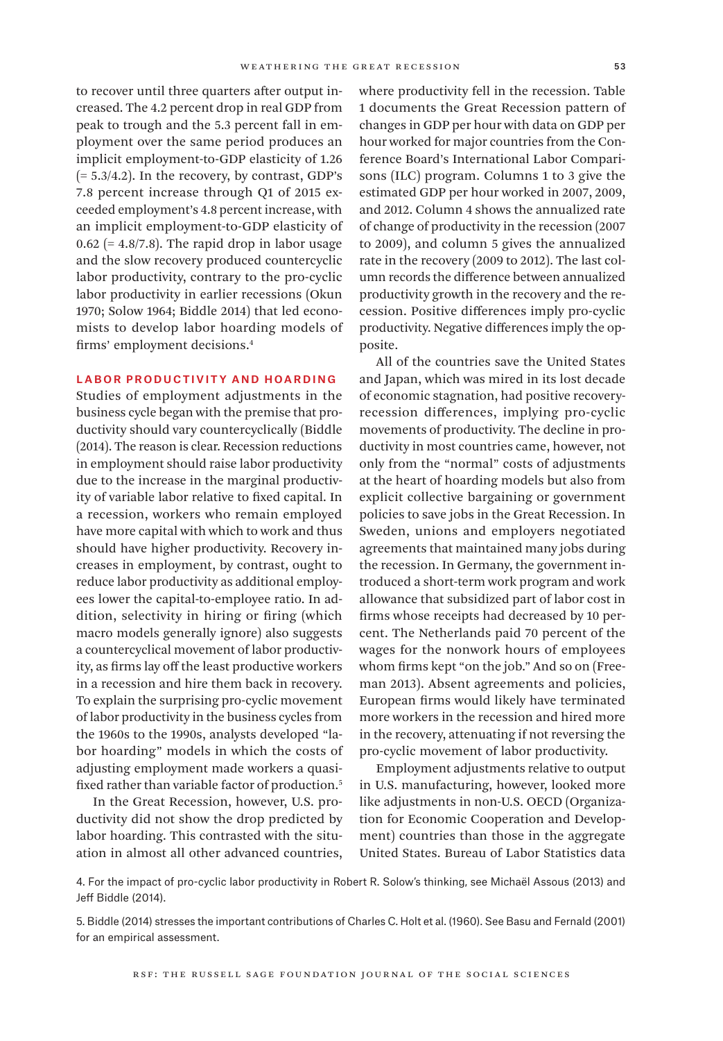to recover until three quarters after output increased. The 4.2 percent drop in real GDP from peak to trough and the 5.3 percent fall in employment over the same period produces an implicit employment-to-GDP elasticity of 1.26 (= 5.3/4.2). In the recovery, by contrast, GDP's 7.8 percent increase through Q1 of 2015 exceeded employment's 4.8 percent increase, with an implicit employment-to-GDP elasticity of 0.62 (= 4.8/7.8). The rapid drop in labor usage and the slow recovery produced countercyclic labor productivity, contrary to the pro-cyclic labor productivity in earlier recessions (Okun 1970; Solow 1964; Biddle 2014) that led economists to develop labor hoarding models of firms' employment decisions.[4]

## LABOR PRODUCTIVITY AND HOARDING

Studies of employment adjustments in the business cycle began with the premise that productivity should vary countercyclically (Biddle (2014). The reason is clear. Recession reductions in employment should raise labor productivity due to the increase in the marginal productivity of variable labor relative to fixed capital. In a recession, workers who remain employed have more capital with which to work and thus should have higher productivity. Recovery increases in employment, by contrast, ought to reduce labor productivity as additional employees lower the capital-to-employee ratio. In addition, selectivity in hiring or firing (which macro models generally ignore) also suggests a countercyclical movement of labor productivity, as firms lay off the least productive workers in a recession and hire them back in recovery. To explain the surprising pro-cyclic movement of labor productivity in the business cycles from the 1960s to the 1990s, analysts developed "labor hoarding" models in which the costs of adjusting employment made workers a quasi-fixed rather than variable factor of production.[5]

In the Great Recession, however, U.S. productivity did not show the drop predicted by labor hoarding. This contrasted with the situation in almost all other advanced countries, where productivity fell in the recession. Table 1 documents the Great Recession pattern of changes in GDP per hour with data on GDP per hour worked for major countries from the Conference Board's International Labor Comparisons (ILC) program. Columns 1 to 3 give the estimated GDP per hour worked in 2007, 2009, and 2012. Column 4 shows the annualized rate of change of productivity in the recession (2007 to 2009), and column 5 gives the annualized rate in the recovery (2009 to 2012). The last column records the difference between annualized productivity growth in the recovery and the recession. Positive differences imply pro-cyclic productivity. Negative differences imply the opposite.

All of the countries save the United States and Japan, which was mired in its lost decade of economic stagnation, had positive recovery-recession differences, implying pro-cyclic movements of productivity. The decline in productivity in most countries came, however, not only from the "normal" costs of adjustments at the heart of hoarding models but also from explicit collective bargaining or government policies to save jobs in the Great Recession. In Sweden, unions and employers negotiated agreements that maintained many jobs during the recession. In Germany, the government introduced a short-term work program and work allowance that subsidized part of labor cost in firms whose receipts had decreased by 10 percent. The Netherlands paid 70 percent of the wages for the nonwork hours of employees whom firms kept "on the job." And so on (Freeman 2013). Absent agreements and policies, European firms would likely have terminated more workers in the recession and hired more in the recovery, attenuating if not reversing the pro-cyclic movement of labor productivity.

Employment adjustments relative to output in U.S. manufacturing, however, looked more like adjustments in non-U.S. OECD (Organization for Economic Cooperation and Development) countries than those in the aggregate United States. Bureau of Labor Statistics data

4. For the impact of pro-cyclic labor productivity in Robert R. Solow's thinking, see Michaël Assous (2013) and Jeff Biddle (2014).

5. Biddle (2014) stresses the important contributions of Charles C. Holt et al. (1960). See Basu and Fernald (2001) for an empirical assessment.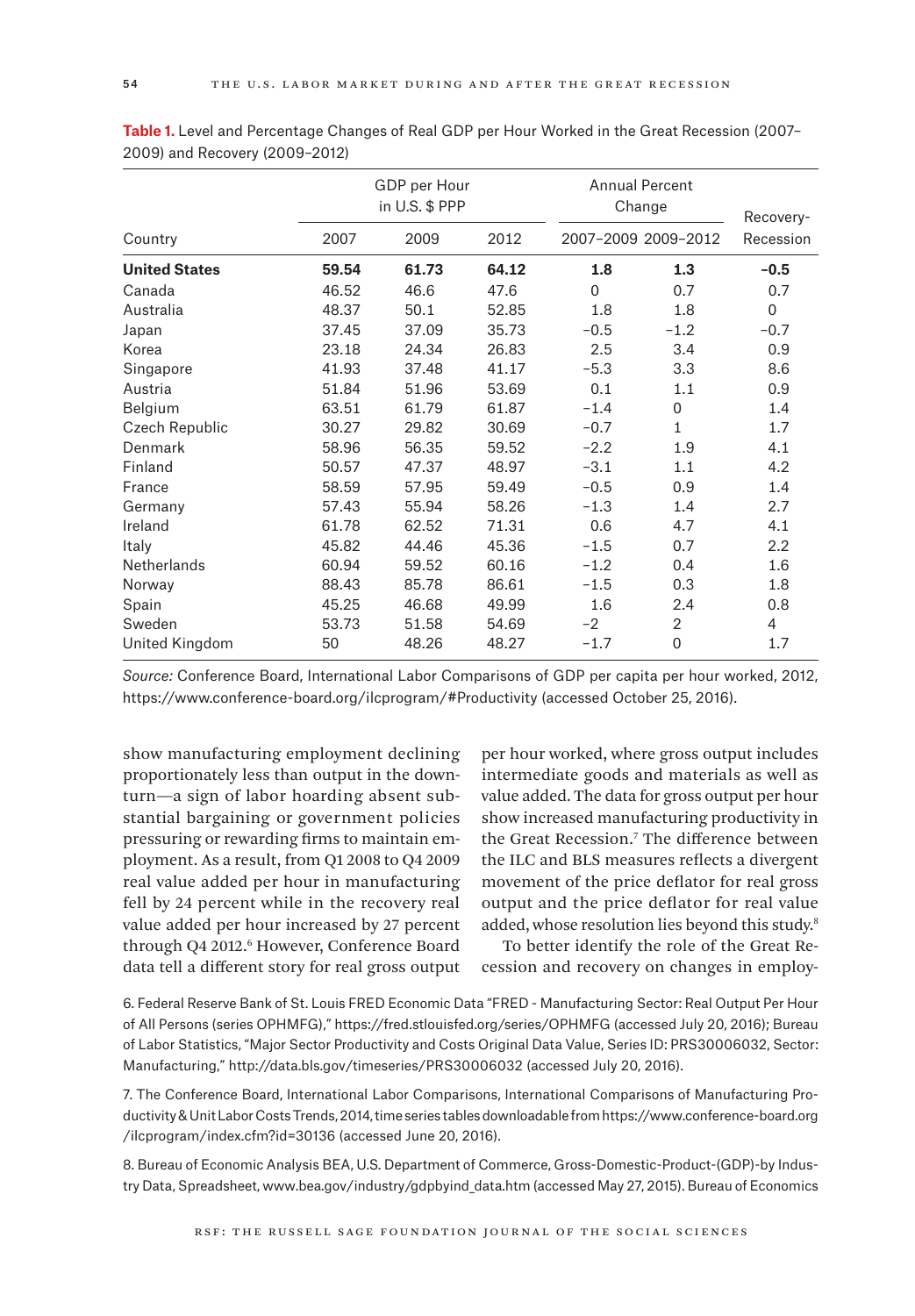**Table 1.** Level and Percentage Changes of Real GDP per Hour Worked in the Great Recession (2007–2009) and Recovery (2009–2012)

| Country | GDP per Hour in U.S. $ PPP | | | Annual Percent Change | | Recovery-Recession |
|---|---|---|---|---|---|---|
| | 2007 | 2009 | 2012 | 2007–2009 | 2009–2012 | |
| **United States** | **59.54** | **61.73** | **64.12** | **1.8** | **1.3** | **−0.5** |
| Canada | 46.52 | 46.6 | 47.6 | 0 | 0.7 | 0.7 |
| Australia | 48.37 | 50.1 | 52.85 | 1.8 | 1.8 | 0 |
| Japan | 37.45 | 37.09 | 35.73 | −0.5 | −1.2 | −0.7 |
| Korea | 23.18 | 24.34 | 26.83 | 2.5 | 3.4 | 0.9 |
| Singapore | 41.93 | 37.48 | 41.17 | −5.3 | 3.3 | 8.6 |
| Austria | 51.84 | 51.96 | 53.69 | 0.1 | 1.1 | 0.9 |
| Belgium | 63.51 | 61.79 | 61.87 | −1.4 | 0 | 1.4 |
| Czech Republic | 30.27 | 29.82 | 30.69 | −0.7 | 1 | 1.7 |
| Denmark | 58.96 | 56.35 | 59.52 | −2.2 | 1.9 | 4.1 |
| Finland | 50.57 | 47.37 | 48.97 | −3.1 | 1.1 | 4.2 |
| France | 58.59 | 57.95 | 59.49 | −0.5 | 0.9 | 1.4 |
| Germany | 57.43 | 55.94 | 58.26 | −1.3 | 1.4 | 2.7 |
| Ireland | 61.78 | 62.52 | 71.31 | 0.6 | 4.7 | 4.1 |
| Italy | 45.82 | 44.46 | 45.36 | −1.5 | 0.7 | 2.2 |
| Netherlands | 60.94 | 59.52 | 60.16 | −1.2 | 0.4 | 1.6 |
| Norway | 88.43 | 85.78 | 86.61 | −1.5 | 0.3 | 1.8 |
| Spain | 45.25 | 46.68 | 49.99 | 1.6 | 2.4 | 0.8 |
| Sweden | 53.73 | 51.58 | 54.69 | −2 | 2 | 4 |
| United Kingdom | 50 | 48.26 | 48.27 | −1.7 | 0 | 1.7 |

*Source:* Conference Board, International Labor Comparisons of GDP per capita per hour worked, 2012, https://www.conference-board.org/ilcprogram/#Productivity (accessed October 25, 2016).

show manufacturing employment declining proportionately less than output in the downturn—a sign of labor hoarding absent substantial bargaining or government policies pressuring or rewarding firms to maintain employment. As a result, from Q1 2008 to Q4 2009 real value added per hour in manufacturing fell by 24 percent while in the recovery real value added per hour increased by 27 percent through Q4 2012.[6] However, Conference Board data tell a different story for real gross output per hour worked, where gross output includes intermediate goods and materials as well as value added. The data for gross output per hour show increased manufacturing productivity in the Great Recession.[7] The difference between the ILC and BLS measures reflects a divergent movement of the price deflator for real gross output and the price deflator for real value added, whose resolution lies beyond this study.[8]

To better identify the role of the Great Recession and recovery on changes in employ-

6. Federal Reserve Bank of St. Louis FRED Economic Data "FRED - Manufacturing Sector: Real Output Per Hour of All Persons (series OPHMFG)," https://fred.stlouisfed.org/series/OPHMFG (accessed July 20, 2016); Bureau of Labor Statistics, "Major Sector Productivity and Costs Original Data Value, Series ID: PRS30006032, Sector: Manufacturing," http://data.bls.gov/timeseries/PRS30006032 (accessed July 20, 2016).

7. The Conference Board, International Labor Comparisons, International Comparisons of Manufacturing Productivity & Unit Labor Costs Trends, 2014, time series tables downloadable from https://www.conference-board.org/ilcprogram/index.cfm?id=30136 (accessed June 20, 2016).

8. Bureau of Economic Analysis BEA, U.S. Department of Commerce, Gross-Domestic-Product-(GDP)-by Industry Data, Spreadsheet, www.bea.gov/industry/gdpbyind_data.htm (accessed May 27, 2015). Bureau of Economics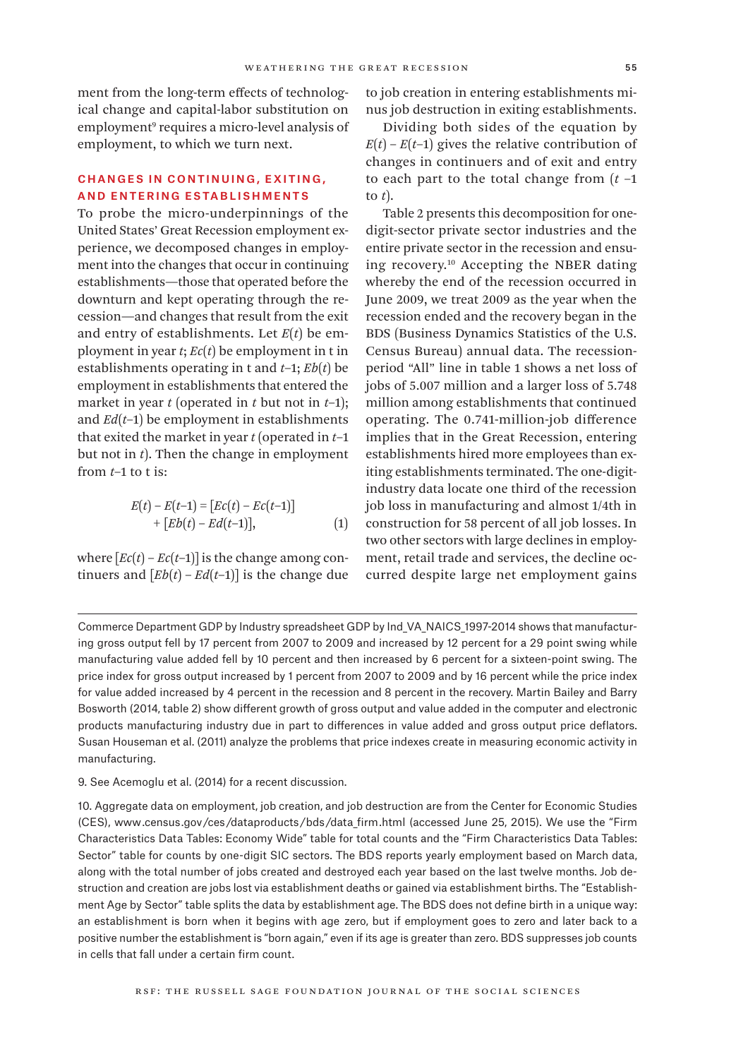ment from the long-term effects of technological change and capital-labor substitution on employment[9] requires a micro-level analysis of employment, to which we turn next.

## CHANGES IN CONTINUING, EXITING, AND ENTERING ESTABLISHMENTS

To probe the micro-underpinnings of the United States' Great Recession employment experience, we decomposed changes in employment into the changes that occur in continuing establishments—those that operated before the downturn and kept operating through the recession—and changes that result from the exit and entry of establishments. Let $E(t)$ be employment in year $t$; $Ec(t)$ be employment in t in establishments operating in t and $t$–1; $Eb(t)$ be employment in establishments that entered the market in year $t$ (operated in $t$ but not in $t$–1); and $Ed(t–1)$ be employment in establishments that exited the market in year $t$ (operated in $t$–1 but not in $t$). Then the change in employment from $t$–1 to t is:

$$E(t) - E(t-1) = [Ec(t) - Ec(t-1)] + [Eb(t) - Ed(t-1)], \qquad (1)$$

where $[Ec(t) - Ec(t-1)]$ is the change among continuers and $[Eb(t) - Ed(t-1)]$ is the change due to job creation in entering establishments minus job destruction in exiting establishments.

Dividing both sides of the equation by $E(t) - E(t-1)$ gives the relative contribution of changes in continuers and of exit and entry to each part to the total change from ($t$ –1 to $t$).

Table 2 presents this decomposition for one-digit-sector private sector industries and the entire private sector in the recession and ensuing recovery.[10] Accepting the NBER dating whereby the end of the recession occurred in June 2009, we treat 2009 as the year when the recession ended and the recovery began in the BDS (Business Dynamics Statistics of the U.S. Census Bureau) annual data. The recession-period "All" line in table 1 shows a net loss of jobs of 5.007 million and a larger loss of 5.748 million among establishments that continued operating. The 0.741-million-job difference implies that in the Great Recession, entering establishments hired more employees than exiting establishments terminated. The one-digit-industry data locate one third of the recession job loss in manufacturing and almost 1/4th in construction for 58 percent of all job losses. In two other sectors with large declines in employment, retail trade and services, the decline occurred despite large net employment gains

---

Commerce Department GDP by Industry spreadsheet GDP by Ind_VA_NAICS_1997-2014 shows that manufacturing gross output fell by 17 percent from 2007 to 2009 and increased by 12 percent for a 29 point swing while manufacturing value added fell by 10 percent and then increased by 6 percent for a sixteen-point swing. The price index for gross output increased by 1 percent from 2007 to 2009 and by 16 percent while the price index for value added increased by 4 percent in the recession and 8 percent in the recovery. Martin Bailey and Barry Bosworth (2014, table 2) show different growth of gross output and value added in the computer and electronic products manufacturing industry due in part to differences in value added and gross output price deflators. Susan Houseman et al. (2011) analyze the problems that price indexes create in measuring economic activity in manufacturing.

9. See Acemoglu et al. (2014) for a recent discussion.

10. Aggregate data on employment, job creation, and job destruction are from the Center for Economic Studies (CES), www.census.gov/ces/dataproducts/bds/data_firm.html (accessed June 25, 2015). We use the "Firm Characteristics Data Tables: Economy Wide" table for total counts and the "Firm Characteristics Data Tables: Sector" table for counts by one-digit SIC sectors. The BDS reports yearly employment based on March data, along with the total number of jobs created and destroyed each year based on the last twelve months. Job destruction and creation are jobs lost via establishment deaths or gained via establishment births. The "Establishment Age by Sector" table splits the data by establishment age. The BDS does not define birth in a unique way: an establishment is born when it begins with age zero, but if employment goes to zero and later back to a positive number the establishment is "born again," even if its age is greater than zero. BDS suppresses job counts in cells that fall under a certain firm count.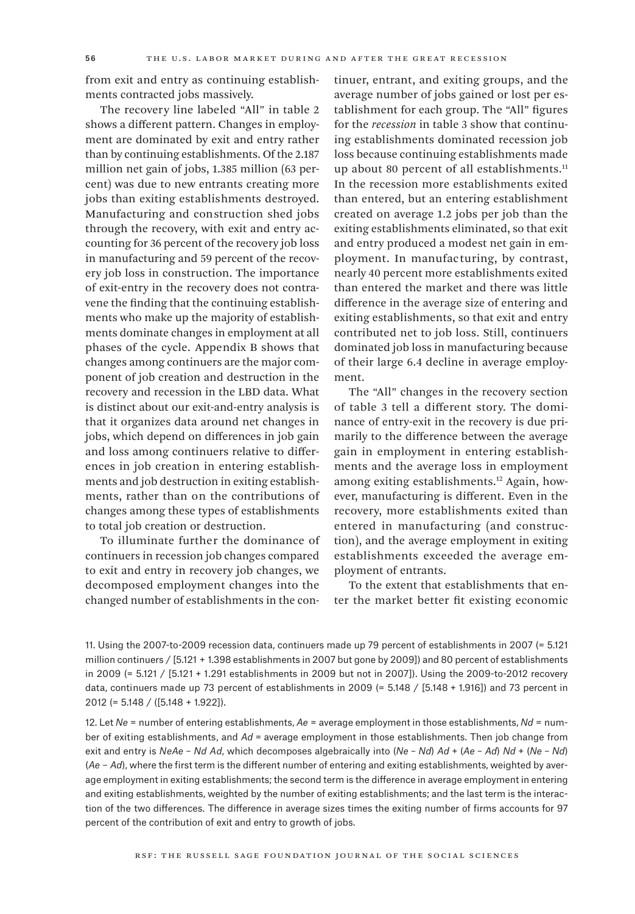from exit and entry as continuing establishments contracted jobs massively.

The recovery line labeled "All" in table 2 shows a different pattern. Changes in employment are dominated by exit and entry rather than by continuing establishments. Of the 2.187 million net gain of jobs, 1.385 million (63 percent) was due to new entrants creating more jobs than exiting establishments destroyed. Manufacturing and construction shed jobs through the recovery, with exit and entry accounting for 36 percent of the recovery job loss in manufacturing and 59 percent of the recovery job loss in construction. The importance of exit-entry in the recovery does not contravene the finding that the continuing establishments who make up the majority of establishments dominate changes in employment at all phases of the cycle. Appendix B shows that changes among continuers are the major component of job creation and destruction in the recovery and recession in the LBD data. What is distinct about our exit-and-entry analysis is that it organizes data around net changes in jobs, which depend on differences in job gain and loss among continuers relative to differences in job creation in entering establishments and job destruction in exiting establishments, rather than on the contributions of changes among these types of establishments to total job creation or destruction.

To illuminate further the dominance of continuers in recession job changes compared to exit and entry in recovery job changes, we decomposed employment changes into the changed number of establishments in the continuer, entrant, and exiting groups, and the average number of jobs gained or lost per establishment for each group. The "All" figures for the *recession* in table 3 show that continuing establishments dominated recession job loss because continuing establishments made up about 80 percent of all establishments.[11] In the recession more establishments exited than entered, but an entering establishment created on average 1.2 jobs per job than the exiting establishments eliminated, so that exit and entry produced a modest net gain in employment. In manufacturing, by contrast, nearly 40 percent more establishments exited than entered the market and there was little difference in the average size of entering and exiting establishments, so that exit and entry contributed net to job loss. Still, continuers dominated job loss in manufacturing because of their large 6.4 decline in average employment.

The "All" changes in the recovery section of table 3 tell a different story. The dominance of entry-exit in the recovery is due primarily to the difference between the average gain in employment in entering establishments and the average loss in employment among exiting establishments.[12] Again, however, manufacturing is different. Even in the recovery, more establishments exited than entered in manufacturing (and construction), and the average employment in exiting establishments exceeded the average employment of entrants.

To the extent that establishments that enter the market better fit existing economic

11. Using the 2007-to-2009 recession data, continuers made up 79 percent of establishments in 2007 (= 5.121 million continuers / [5.121 + 1.398 establishments in 2007 but gone by 2009]) and 80 percent of establishments in 2009 (= 5.121 / [5.121 + 1.291 establishments in 2009 but not in 2007]). Using the 2009-to-2012 recovery data, continuers made up 73 percent of establishments in 2009 (= 5.148 / [5.148 + 1.916]) and 73 percent in 2012 (= 5.148 / ([5.148 + 1.922]).

12. Let $Ne$ = number of entering establishments, $Ae$ = average employment in those establishments, $Nd$ = number of exiting establishments, and $Ad$ = average employment in those establishments. Then job change from exit and entry is $NeAe - Nd\,Ad$, which decomposes algebraically into $(Ne - Nd)\,Ad + (Ae - Ad)\,Nd + (Ne - Nd)(Ae - Ad)$, where the first term is the different number of entering and exiting establishments, weighted by average employment in exiting establishments; the second term is the difference in average employment in entering and exiting establishments, weighted by the number of exiting establishments; and the last term is the interaction of the two differences. The difference in average sizes times the exiting number of firms accounts for 97 percent of the contribution of exit and entry to growth of jobs.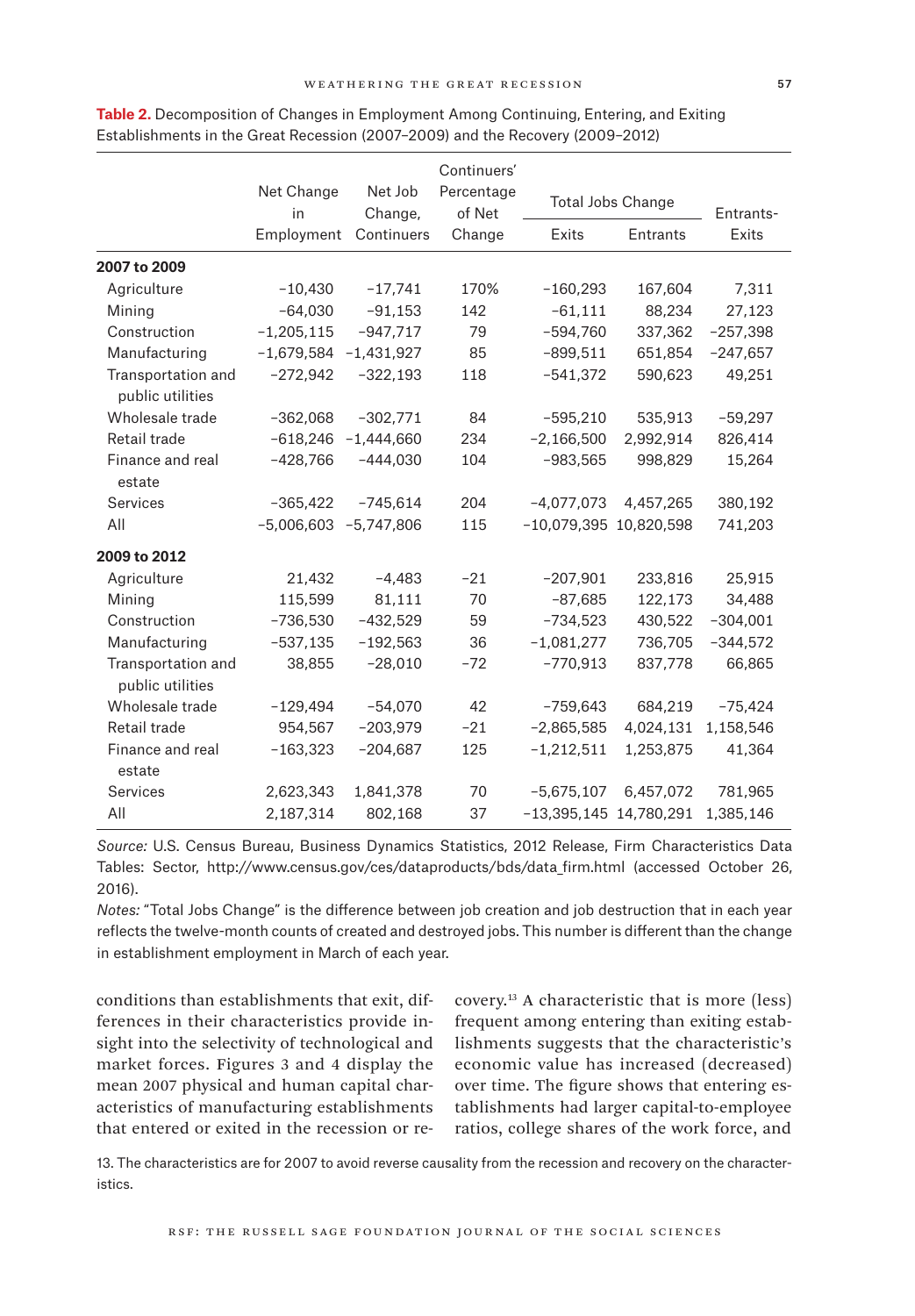**Table 2.** Decomposition of Changes in Employment Among Continuing, Entering, and Exiting Establishments in the Great Recession (2007–2009) and the Recovery (2009–2012)

| | Net Change in Employment | Net Job Change, Continuers | Continuers' Percentage of Net Change | Total Jobs Change | | Entrants-Exits |
|---|---|---|---|---|---|---|
| | | | | Exits | Entrants | |
| **2007 to 2009** | | | | | | |
| Agriculture | −10,430 | −17,741 | 170% | −160,293 | 167,604 | 7,311 |
| Mining | −64,030 | −91,153 | 142 | −61,111 | 88,234 | 27,123 |
| Construction | −1,205,115 | −947,717 | 79 | −594,760 | 337,362 | −257,398 |
| Manufacturing | −1,679,584 | −1,431,927 | 85 | −899,511 | 651,854 | −247,657 |
| Transportation and public utilities | −272,942 | −322,193 | 118 | −541,372 | 590,623 | 49,251 |
| Wholesale trade | −362,068 | −302,771 | 84 | −595,210 | 535,913 | −59,297 |
| Retail trade | −618,246 | −1,444,660 | 234 | −2,166,500 | 2,992,914 | 826,414 |
| Finance and real estate | −428,766 | −444,030 | 104 | −983,565 | 998,829 | 15,264 |
| Services | −365,422 | −745,614 | 204 | −4,077,073 | 4,457,265 | 380,192 |
| All | −5,006,603 | −5,747,806 | 115 | −10,079,395 | 10,820,598 | 741,203 |
| **2009 to 2012** | | | | | | |
| Agriculture | 21,432 | −4,483 | −21 | −207,901 | 233,816 | 25,915 |
| Mining | 115,599 | 81,111 | 70 | −87,685 | 122,173 | 34,488 |
| Construction | −736,530 | −432,529 | 59 | −734,523 | 430,522 | −304,001 |
| Manufacturing | −537,135 | −192,563 | 36 | −1,081,277 | 736,705 | −344,572 |
| Transportation and public utilities | 38,855 | −28,010 | −72 | −770,913 | 837,778 | 66,865 |
| Wholesale trade | −129,494 | −54,070 | 42 | −759,643 | 684,219 | −75,424 |
| Retail trade | 954,567 | −203,979 | −21 | −2,865,585 | 4,024,131 | 1,158,546 |
| Finance and real estate | −163,323 | −204,687 | 125 | −1,212,511 | 1,253,875 | 41,364 |
| Services | 2,623,343 | 1,841,378 | 70 | −5,675,107 | 6,457,072 | 781,965 |
| All | 2,187,314 | 802,168 | 37 | −13,395,145 | 14,780,291 | 1,385,146 |

*Source:* U.S. Census Bureau, Business Dynamics Statistics, 2012 Release, Firm Characteristics Data Tables: Sector, http://www.census.gov/ces/dataproducts/bds/data_firm.html (accessed October 26, 2016).

*Notes:* "Total Jobs Change" is the difference between job creation and job destruction that in each year reflects the twelve-month counts of created and destroyed jobs. This number is different than the change in establishment employment in March of each year.

conditions than establishments that exit, differences in their characteristics provide insight into the selectivity of technological and market forces. Figures 3 and 4 display the mean 2007 physical and human capital characteristics of manufacturing establishments that entered or exited in the recession or recovery.[13] A characteristic that is more (less) frequent among entering than exiting establishments suggests that the characteristic's economic value has increased (decreased) over time. The figure shows that entering establishments had larger capital-to-employee ratios, college shares of the work force, and

13. The characteristics are for 2007 to avoid reverse causality from the recession and recovery on the characteristics.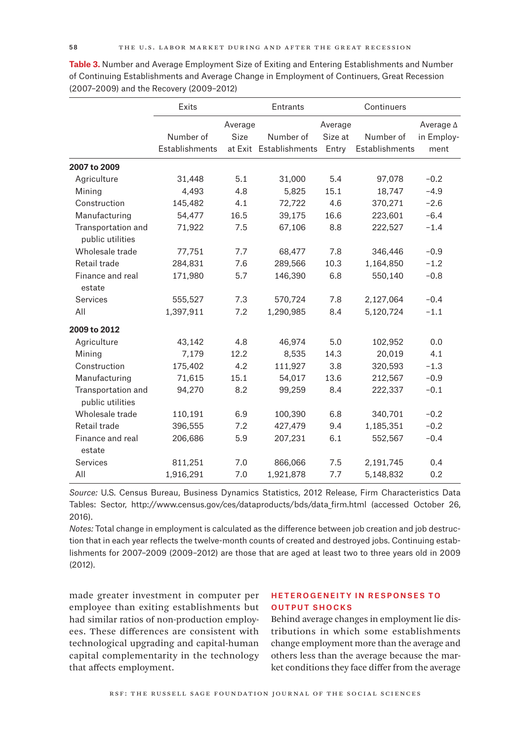**Table 3.** Number and Average Employment Size of Exiting and Entering Establishments and Number of Continuing Establishments and Average Change in Employment of Continuers, Great Recession (2007–2009) and the Recovery (2009–2012)

| | Exits | | Entrants | | Continuers | |
|---|---|---|---|---|---|---|
| | Number of Establishments | Average Size at Exit | Number of Establishments | Average Size at Entry | Number of Establishments | Average Δ in Employment |
| **2007 to 2009** | | | | | | |
| Agriculture | 31,448 | 5.1 | 31,000 | 5.4 | 97,078 | −0.2 |
| Mining | 4,493 | 4.8 | 5,825 | 15.1 | 18,747 | −4.9 |
| Construction | 145,482 | 4.1 | 72,722 | 4.6 | 370,271 | −2.6 |
| Manufacturing | 54,477 | 16.5 | 39,175 | 16.6 | 223,601 | −6.4 |
| Transportation and public utilities | 71,922 | 7.5 | 67,106 | 8.8 | 222,527 | −1.4 |
| Wholesale trade | 77,751 | 7.7 | 68,477 | 7.8 | 346,446 | −0.9 |
| Retail trade | 284,831 | 7.6 | 289,566 | 10.3 | 1,164,850 | −1.2 |
| Finance and real estate | 171,980 | 5.7 | 146,390 | 6.8 | 550,140 | −0.8 |
| Services | 555,527 | 7.3 | 570,724 | 7.8 | 2,127,064 | −0.4 |
| All | 1,397,911 | 7.2 | 1,290,985 | 8.4 | 5,120,724 | −1.1 |
| **2009 to 2012** | | | | | | |
| Agriculture | 43,142 | 4.8 | 46,974 | 5.0 | 102,952 | 0.0 |
| Mining | 7,179 | 12.2 | 8,535 | 14.3 | 20,019 | 4.1 |
| Construction | 175,402 | 4.2 | 111,927 | 3.8 | 320,593 | −1.3 |
| Manufacturing | 71,615 | 15.1 | 54,017 | 13.6 | 212,567 | −0.9 |
| Transportation and public utilities | 94,270 | 8.2 | 99,259 | 8.4 | 222,337 | −0.1 |
| Wholesale trade | 110,191 | 6.9 | 100,390 | 6.8 | 340,701 | −0.2 |
| Retail trade | 396,555 | 7.2 | 427,479 | 9.4 | 1,185,351 | −0.2 |
| Finance and real estate | 206,686 | 5.9 | 207,231 | 6.1 | 552,567 | −0.4 |
| Services | 811,251 | 7.0 | 866,066 | 7.5 | 2,191,745 | 0.4 |
| All | 1,916,291 | 7.0 | 1,921,878 | 7.7 | 5,148,832 | 0.2 |

*Source:* U.S. Census Bureau, Business Dynamics Statistics, 2012 Release, Firm Characteristics Data Tables: Sector, http://www.census.gov/ces/dataproducts/bds/data_firm.html (accessed October 26, 2016).

*Notes:* Total change in employment is calculated as the difference between job creation and job destruction that in each year reflects the twelve-month counts of created and destroyed jobs. Continuing establishments for 2007–2009 (2009–2012) are those that are aged at least two to three years old in 2009 (2012).

made greater investment in computer per employee than exiting establishments but had similar ratios of non-production employees. These differences are consistent with technological upgrading and capital-human capital complementarity in the technology that affects employment.

## HETEROGENEITY IN RESPONSES TO OUTPUT SHOCKS

Behind average changes in employment lie distributions in which some establishments change employment more than the average and others less than the average because the market conditions they face differ from the average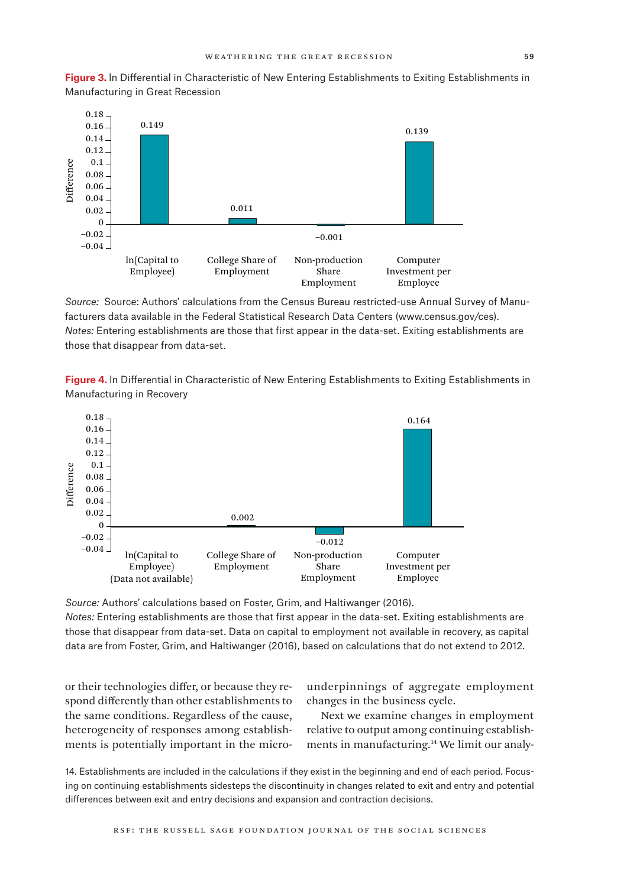**Figure 3.** ln Differential in Characteristic of New Entering Establishments to Exiting Establishments in Manufacturing in Great Recession

| Characteristic | Difference |
|---|---|
| ln(Capital to Employee) | 0.149 |
| College Share of Employment | 0.011 |
| Non-production Share Employment | −0.001 |
| Computer Investment per Employee | 0.139 |

*Source:* Source: Authors' calculations from the Census Bureau restricted-use Annual Survey of Manufacturers data available in the Federal Statistical Research Data Centers (www.census.gov/ces).
*Notes:* Entering establishments are those that first appear in the data-set. Exiting establishments are those that disappear from data-set.

**Figure 4.** ln Differential in Characteristic of New Entering Establishments to Exiting Establishments in Manufacturing in Recovery

| Characteristic | Difference |
|---|---|
| ln(Capital to Employee) (Data not available) | |
| College Share of Employment | 0.002 |
| Non-production Share Employment | −0.012 |
| Computer Investment per Employee | 0.164 |

*Source:* Authors' calculations based on Foster, Grim, and Haltiwanger (2016).
*Notes:* Entering establishments are those that first appear in the data-set. Exiting establishments are those that disappear from data-set. Data on capital to employment not available in recovery, as capital data are from Foster, Grim, and Haltiwanger (2016), based on calculations that do not extend to 2012.

or their technologies differ, or because they respond differently than other establishments to the same conditions. Regardless of the cause, heterogeneity of responses among establishments is potentially important in the microunderpinnings of aggregate employment changes in the business cycle.

Next we examine changes in employment relative to output among continuing establishments in manufacturing.[14] We limit our analy-

14. Establishments are included in the calculations if they exist in the beginning and end of each period. Focusing on continuing establishments sidesteps the discontinuity in changes related to exit and entry and potential differences between exit and entry decisions and expansion and contraction decisions.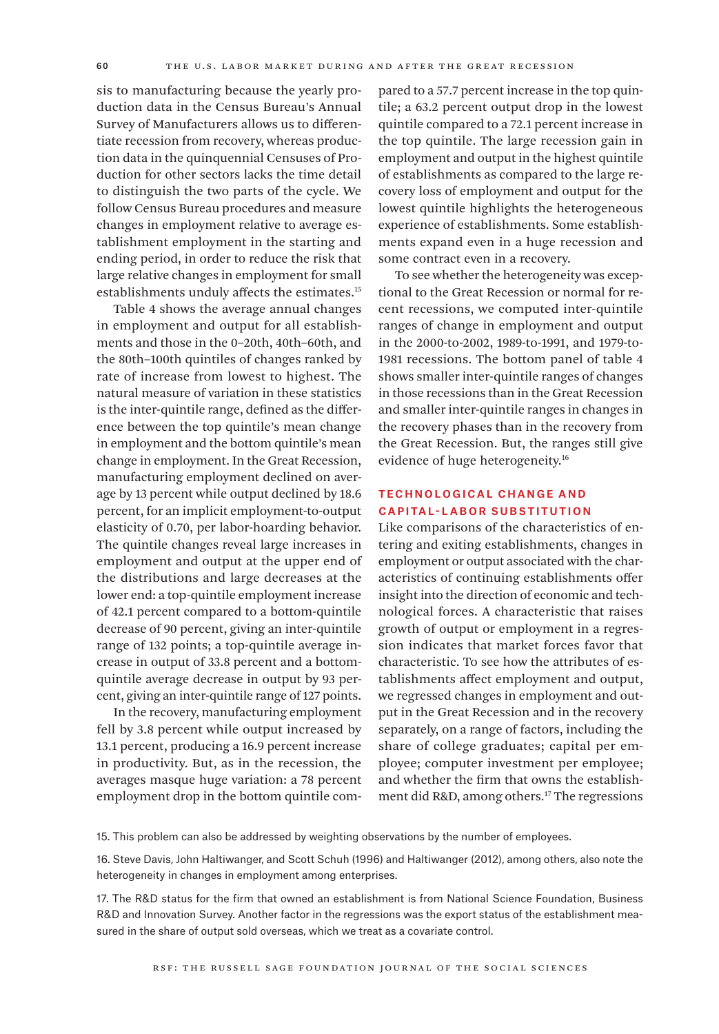sis to manufacturing because the yearly production data in the Census Bureau's Annual Survey of Manufacturers allows us to differentiate recession from recovery, whereas production data in the quinquennial Censuses of Production for other sectors lacks the time detail to distinguish the two parts of the cycle. We follow Census Bureau procedures and measure changes in employment relative to average establishment employment in the starting and ending period, in order to reduce the risk that large relative changes in employment for small establishments unduly affects the estimates.[15]

Table 4 shows the average annual changes in employment and output for all establishments and those in the 0–20th, 40th–60th, and the 80th–100th quintiles of changes ranked by rate of increase from lowest to highest. The natural measure of variation in these statistics is the inter-quintile range, defined as the difference between the top quintile's mean change in employment and the bottom quintile's mean change in employment. In the Great Recession, manufacturing employment declined on average by 13 percent while output declined by 18.6 percent, for an implicit employment-to-output elasticity of 0.70, per labor-hoarding behavior. The quintile changes reveal large increases in employment and output at the upper end of the distributions and large decreases at the lower end: a top-quintile employment increase of 42.1 percent compared to a bottom-quintile decrease of 90 percent, giving an inter-quintile range of 132 points; a top-quintile average increase in output of 33.8 percent and a bottom-quintile average decrease in output by 93 percent, giving an inter-quintile range of 127 points.

In the recovery, manufacturing employment fell by 3.8 percent while output increased by 13.1 percent, producing a 16.9 percent increase in productivity. But, as in the recession, the averages masque huge variation: a 78 percent employment drop in the bottom quintile compared to a 57.7 percent increase in the top quintile; a 63.2 percent output drop in the lowest quintile compared to a 72.1 percent increase in the top quintile. The large recession gain in employment and output in the highest quintile of establishments as compared to the large recovery loss of employment and output for the lowest quintile highlights the heterogeneous experience of establishments. Some establishments expand even in a huge recession and some contract even in a recovery.

To see whether the heterogeneity was exceptional to the Great Recession or normal for recent recessions, we computed inter-quintile ranges of change in employment and output in the 2000-to-2002, 1989-to-1991, and 1979-to-1981 recessions. The bottom panel of table 4 shows smaller inter-quintile ranges of changes in those recessions than in the Great Recession and smaller inter-quintile ranges in changes in the recovery phases than in the recovery from the Great Recession. But, the ranges still give evidence of huge heterogeneity.[16]

## TECHNOLOGICAL CHANGE AND CAPITAL-LABOR SUBSTITUTION

Like comparisons of the characteristics of entering and exiting establishments, changes in employment or output associated with the characteristics of continuing establishments offer insight into the direction of economic and technological forces. A characteristic that raises growth of output or employment in a regression indicates that market forces favor that characteristic. To see how the attributes of establishments affect employment and output, we regressed changes in employment and output in the Great Recession and in the recovery separately, on a range of factors, including the share of college graduates; capital per employee; computer investment per employee; and whether the firm that owns the establishment did R&D, among others.[17] The regressions

15. This problem can also be addressed by weighting observations by the number of employees.

16. Steve Davis, John Haltiwanger, and Scott Schuh (1996) and Haltiwanger (2012), among others, also note the heterogeneity in changes in employment among enterprises.

17. The R&D status for the firm that owned an establishment is from National Science Foundation, Business R&D and Innovation Survey. Another factor in the regressions was the export status of the establishment measured in the share of output sold overseas, which we treat as a covariate control.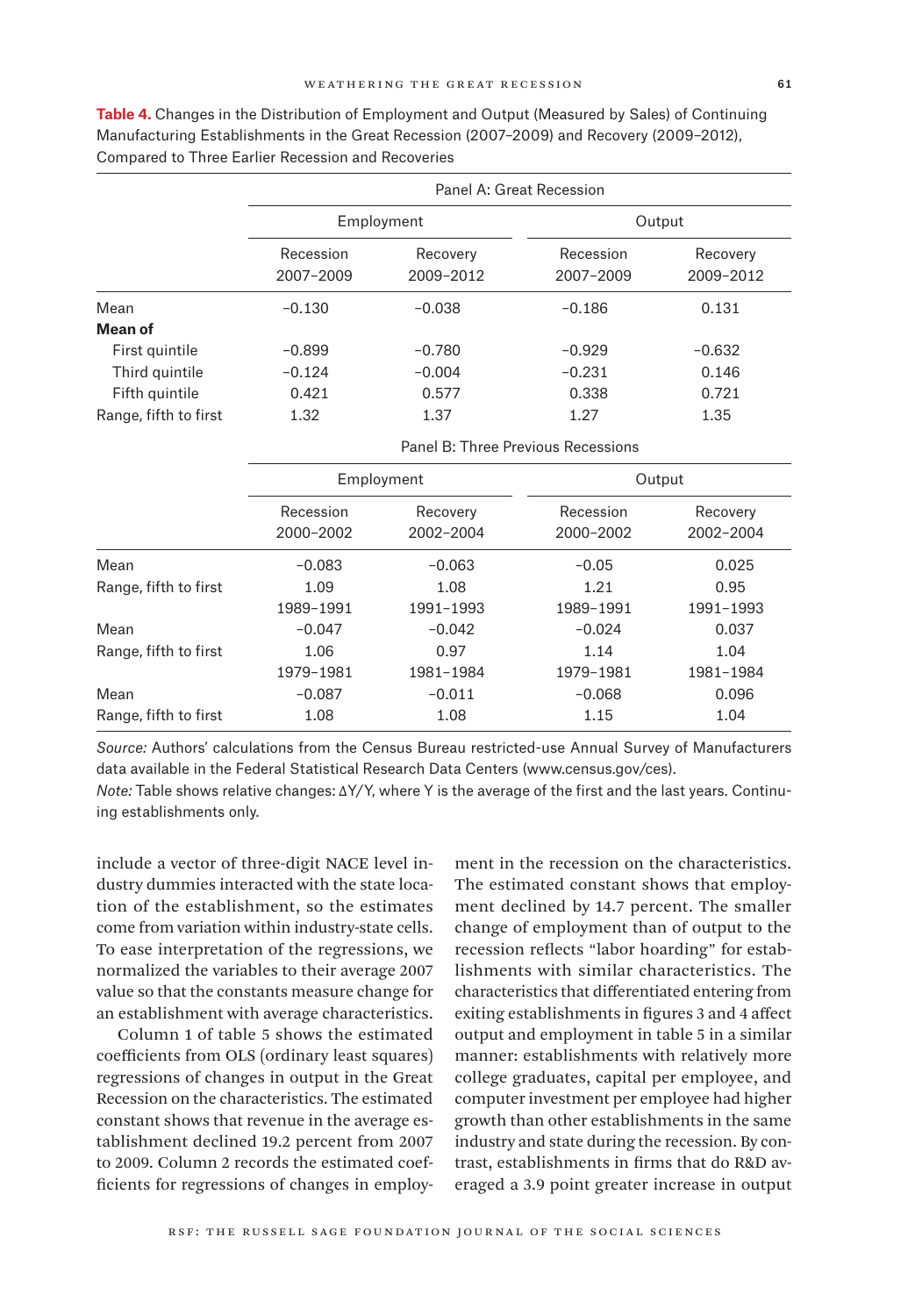**Table 4.** Changes in the Distribution of Employment and Output (Measured by Sales) of Continuing Manufacturing Establishments in the Great Recession (2007–2009) and Recovery (2009–2012), Compared to Three Earlier Recession and Recoveries

| | Panel A: Great Recession | | | |
|---|---|---|---|---|
| | Employment | | Output | |
| | Recession 2007–2009 | Recovery 2009–2012 | Recession 2007–2009 | Recovery 2009–2012 |
| Mean | −0.130 | −0.038 | −0.186 | 0.131 |
| **Mean of** | | | | |
| First quintile | −0.899 | −0.780 | −0.929 | −0.632 |
| Third quintile | −0.124 | −0.004 | −0.231 | 0.146 |
| Fifth quintile | 0.421 | 0.577 | 0.338 | 0.721 |
| Range, fifth to first | 1.32 | 1.37 | 1.27 | 1.35 |
| | Panel B: Three Previous Recessions | | | |
| | Employment | | Output | |
| | Recession 2000–2002 | Recovery 2002–2004 | Recession 2000–2002 | Recovery 2002–2004 |
| Mean | −0.083 | −0.063 | −0.05 | 0.025 |
| Range, fifth to first | 1.09 | 1.08 | 1.21 | 0.95 |
| | 1989–1991 | 1991–1993 | 1989–1991 | 1991–1993 |
| Mean | −0.047 | −0.042 | −0.024 | 0.037 |
| Range, fifth to first | 1.06 | 0.97 | 1.14 | 1.04 |
| | 1979–1981 | 1981–1984 | 1979–1981 | 1981–1984 |
| Mean | −0.087 | −0.011 | −0.068 | 0.096 |
| Range, fifth to first | 1.08 | 1.08 | 1.15 | 1.04 |

*Source:* Authors' calculations from the Census Bureau restricted-use Annual Survey of Manufacturers data available in the Federal Statistical Research Data Centers (www.census.gov/ces).

*Note:* Table shows relative changes: ΔY/Y, where Y is the average of the first and the last years. Continuing establishments only.

include a vector of three-digit NACE level industry dummies interacted with the state location of the establishment, so the estimates come from variation within industry-state cells. To ease interpretation of the regressions, we normalized the variables to their average 2007 value so that the constants measure change for an establishment with average characteristics.

Column 1 of table 5 shows the estimated coefficients from OLS (ordinary least squares) regressions of changes in output in the Great Recession on the characteristics. The estimated constant shows that revenue in the average establishment declined 19.2 percent from 2007 to 2009. Column 2 records the estimated coefficients for regressions of changes in employment in the recession on the characteristics. The estimated constant shows that employment declined by 14.7 percent. The smaller change of employment than of output to the recession reflects "labor hoarding" for establishments with similar characteristics. The characteristics that differentiated entering from exiting establishments in figures 3 and 4 affect output and employment in table 5 in a similar manner: establishments with relatively more college graduates, capital per employee, and computer investment per employee had higher growth than other establishments in the same industry and state during the recession. By contrast, establishments in firms that do R&D averaged a 3.9 point greater increase in output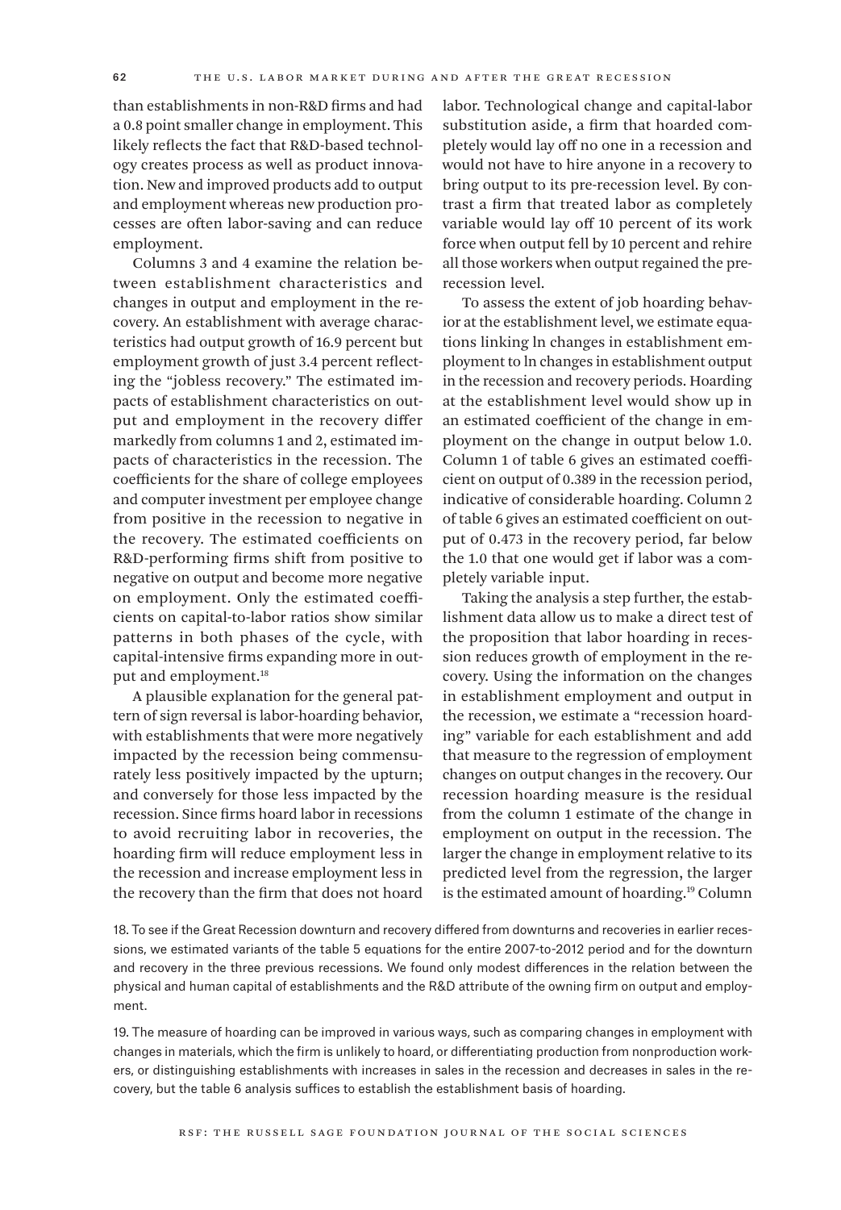than establishments in non-R&D firms and had a 0.8 point smaller change in employment. This likely reflects the fact that R&D-based technology creates process as well as product innovation. New and improved products add to output and employment whereas new production processes are often labor-saving and can reduce employment.

Columns 3 and 4 examine the relation between establishment characteristics and changes in output and employment in the recovery. An establishment with average characteristics had output growth of 16.9 percent but employment growth of just 3.4 percent reflecting the "jobless recovery." The estimated impacts of establishment characteristics on output and employment in the recovery differ markedly from columns 1 and 2, estimated impacts of characteristics in the recession. The coefficients for the share of college employees and computer investment per employee change from positive in the recession to negative in the recovery. The estimated coefficients on R&D-performing firms shift from positive to negative on output and become more negative on employment. Only the estimated coefficients on capital-to-labor ratios show similar patterns in both phases of the cycle, with capital-intensive firms expanding more in output and employment.[18]

A plausible explanation for the general pattern of sign reversal is labor-hoarding behavior, with establishments that were more negatively impacted by the recession being commensurately less positively impacted by the upturn; and conversely for those less impacted by the recession. Since firms hoard labor in recessions to avoid recruiting labor in recoveries, the hoarding firm will reduce employment less in the recession and increase employment less in the recovery than the firm that does not hoard labor. Technological change and capital-labor substitution aside, a firm that hoarded completely would lay off no one in a recession and would not have to hire anyone in a recovery to bring output to its pre-recession level. By contrast a firm that treated labor as completely variable would lay off 10 percent of its work force when output fell by 10 percent and rehire all those workers when output regained the pre-recession level.

To assess the extent of job hoarding behavior at the establishment level, we estimate equations linking ln changes in establishment employment to ln changes in establishment output in the recession and recovery periods. Hoarding at the establishment level would show up in an estimated coefficient of the change in employment on the change in output below 1.0. Column 1 of table 6 gives an estimated coefficient on output of 0.389 in the recession period, indicative of considerable hoarding. Column 2 of table 6 gives an estimated coefficient on output of 0.473 in the recovery period, far below the 1.0 that one would get if labor was a completely variable input.

Taking the analysis a step further, the establishment data allow us to make a direct test of the proposition that labor hoarding in recession reduces growth of employment in the recovery. Using the information on the changes in establishment employment and output in the recession, we estimate a "recession hoarding" variable for each establishment and add that measure to the regression of employment changes on output changes in the recovery. Our recession hoarding measure is the residual from the column 1 estimate of the change in employment on output in the recession. The larger the change in employment relative to its predicted level from the regression, the larger is the estimated amount of hoarding.[19] Column

18. To see if the Great Recession downturn and recovery differed from downturns and recoveries in earlier recessions, we estimated variants of the table 5 equations for the entire 2007-to-2012 period and for the downturn and recovery in the three previous recessions. We found only modest differences in the relation between the physical and human capital of establishments and the R&D attribute of the owning firm on output and employment.

19. The measure of hoarding can be improved in various ways, such as comparing changes in employment with changes in materials, which the firm is unlikely to hoard, or differentiating production from nonproduction workers, or distinguishing establishments with increases in sales in the recession and decreases in sales in the recovery, but the table 6 analysis suffices to establish the establishment basis of hoarding.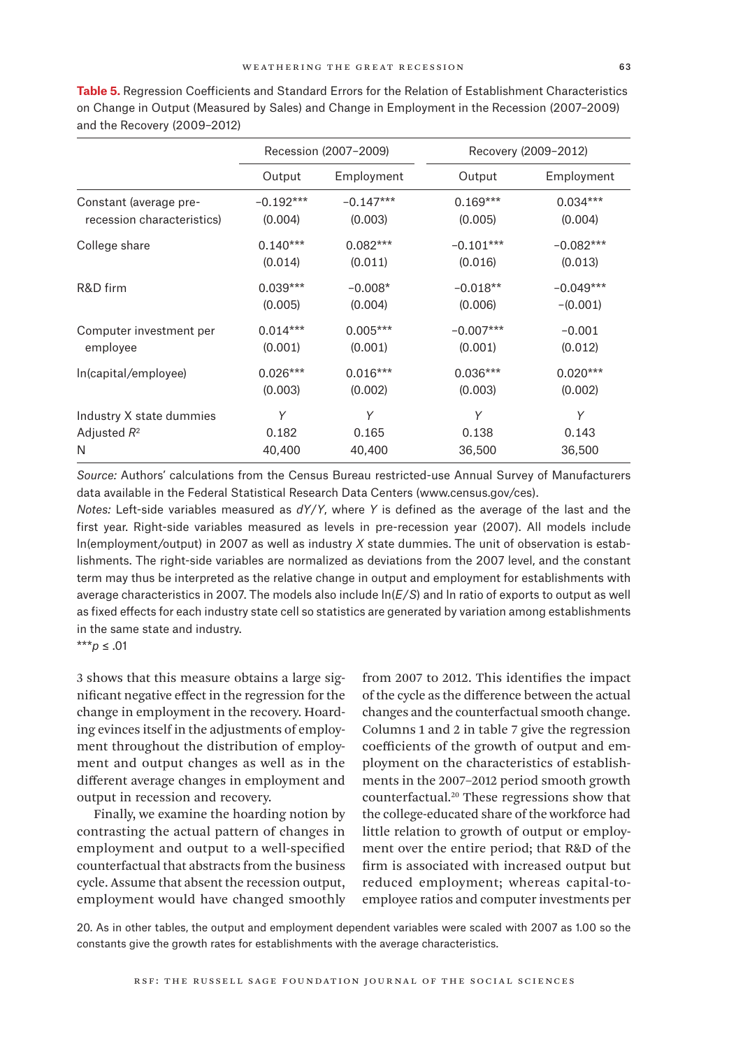**Table 5.** Regression Coefficients and Standard Errors for the Relation of Establishment Characteristics on Change in Output (Measured by Sales) and Change in Employment in the Recession (2007–2009) and the Recovery (2009–2012)

| | Recession (2007–2009) | | Recovery (2009–2012) | |
|---|---|---|---|---|
| | Output | Employment | Output | Employment |
| Constant (average pre-recession characteristics) | −0.192*** | −0.147*** | 0.169*** | 0.034*** |
| | (0.004) | (0.003) | (0.005) | (0.004) |
| College share | 0.140*** | 0.082*** | −0.101*** | −0.082*** |
| | (0.014) | (0.011) | (0.016) | (0.013) |
| R&D firm | 0.039*** | −0.008* | −0.018** | −0.049*** |
| | (0.005) | (0.004) | (0.006) | −(0.001) |
| Computer investment per employee | 0.014*** | 0.005*** | −0.007*** | −0.001 |
| | (0.001) | (0.001) | (0.001) | (0.012) |
| ln(capital/employee) | 0.026*** | 0.016*** | 0.036*** | 0.020*** |
| | (0.003) | (0.002) | (0.003) | (0.002) |
| Industry X state dummies | Y | Y | Y | Y |
| Adjusted $R^2$ | 0.182 | 0.165 | 0.138 | 0.143 |
| N | 40,400 | 40,400 | 36,500 | 36,500 |

*Source:* Authors' calculations from the Census Bureau restricted-use Annual Survey of Manufacturers data available in the Federal Statistical Research Data Centers (www.census.gov/ces).

*Notes:* Left-side variables measured as $dY/Y$, where $Y$ is defined as the average of the last and the first year. Right-side variables measured as levels in pre-recession year (2007). All models include ln(employment/output) in 2007 as well as industry $X$ state dummies. The unit of observation is establishments. The right-side variables are normalized as deviations from the 2007 level, and the constant term may thus be interpreted as the relative change in output and employment for establishments with average characteristics in 2007. The models also include ln($E/S$) and ln ratio of exports to output as well as fixed effects for each industry state cell so statistics are generated by variation among establishments in the same state and industry.

***$p \leq .01$

3 shows that this measure obtains a large significant negative effect in the regression for the change in employment in the recovery. Hoarding evinces itself in the adjustments of employment throughout the distribution of employment and output changes as well as in the different average changes in employment and output in recession and recovery.

Finally, we examine the hoarding notion by contrasting the actual pattern of changes in employment and output to a well-specified counterfactual that abstracts from the business cycle. Assume that absent the recession output, employment would have changed smoothly from 2007 to 2012. This identifies the impact of the cycle as the difference between the actual changes and the counterfactual smooth change. Columns 1 and 2 in table 7 give the regression coefficients of the growth of output and employment on the characteristics of establishments in the 2007–2012 period smooth growth counterfactual.[20] These regressions show that the college-educated share of the workforce had little relation to growth of output or employment over the entire period; that R&D of the firm is associated with increased output but reduced employment; whereas capital-to-employee ratios and computer investments per

20. As in other tables, the output and employment dependent variables were scaled with 2007 as 1.00 so the constants give the growth rates for establishments with the average characteristics.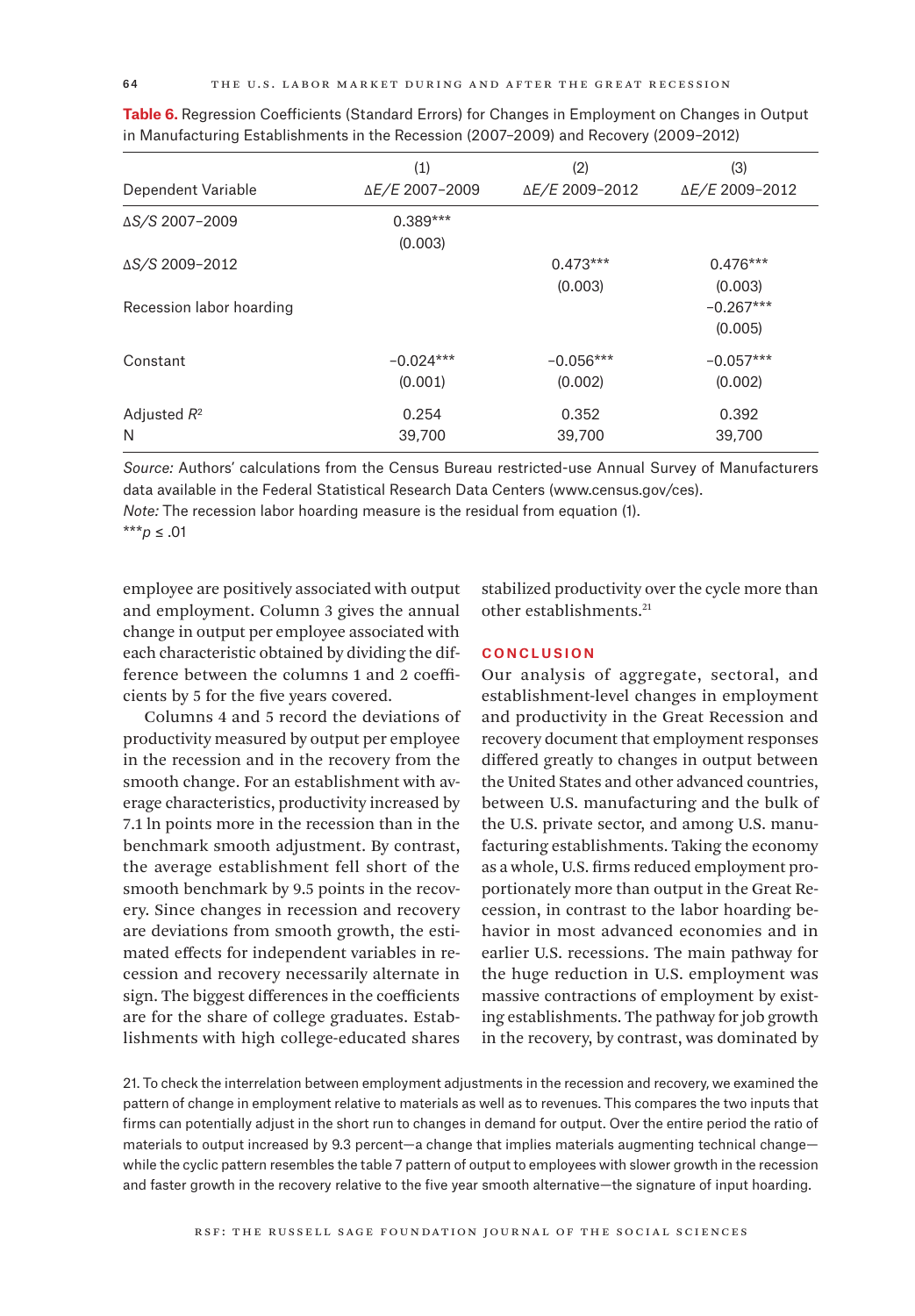**Table 6.** Regression Coefficients (Standard Errors) for Changes in Employment on Changes in Output in Manufacturing Establishments in the Recession (2007–2009) and Recovery (2009–2012)

| Dependent Variable | (1) $\Delta E/E$ 2007–2009 | (2) $\Delta E/E$ 2009–2012 | (3) $\Delta E/E$ 2009–2012 |
|---|---|---|---|
| $\Delta S/S$ 2007–2009 | 0.389*** | | |
| | (0.003) | | |
| $\Delta S/S$ 2009–2012 | | 0.473*** | 0.476*** |
| | | (0.003) | (0.003) |
| Recession labor hoarding | | | −0.267*** |
| | | | (0.005) |
| Constant | −0.024*** | −0.056*** | −0.057*** |
| | (0.001) | (0.002) | (0.002) |
| Adjusted $R^2$ | 0.254 | 0.352 | 0.392 |
| N | 39,700 | 39,700 | 39,700 |

*Source:* Authors' calculations from the Census Bureau restricted-use Annual Survey of Manufacturers data available in the Federal Statistical Research Data Centers (www.census.gov/ces).
*Note:* The recession labor hoarding measure is the residual from equation (1).
***$p \leq .01$

employee are positively associated with output and employment. Column 3 gives the annual change in output per employee associated with each characteristic obtained by dividing the difference between the columns 1 and 2 coefficients by 5 for the five years covered.

Columns 4 and 5 record the deviations of productivity measured by output per employee in the recession and in the recovery from the smooth change. For an establishment with average characteristics, productivity increased by 7.1 ln points more in the recession than in the benchmark smooth adjustment. By contrast, the average establishment fell short of the smooth benchmark by 9.5 points in the recovery. Since changes in recession and recovery are deviations from smooth growth, the estimated effects for independent variables in recession and recovery necessarily alternate in sign. The biggest differences in the coefficients are for the share of college graduates. Establishments with high college-educated shares stabilized productivity over the cycle more than other establishments.[21]

## CONCLUSION

Our analysis of aggregate, sectoral, and establishment-level changes in employment and productivity in the Great Recession and recovery document that employment responses differed greatly to changes in output between the United States and other advanced countries, between U.S. manufacturing and the bulk of the U.S. private sector, and among U.S. manufacturing establishments. Taking the economy as a whole, U.S. firms reduced employment proportionately more than output in the Great Recession, in contrast to the labor hoarding behavior in most advanced economies and in earlier U.S. recessions. The main pathway for the huge reduction in U.S. employment was massive contractions of employment by existing establishments. The pathway for job growth in the recovery, by contrast, was dominated by

21. To check the interrelation between employment adjustments in the recession and recovery, we examined the pattern of change in employment relative to materials as well as to revenues. This compares the two inputs that firms can potentially adjust in the short run to changes in demand for output. Over the entire period the ratio of materials to output increased by 9.3 percent—a change that implies materials augmenting technical change—while the cyclic pattern resembles the table 7 pattern of output to employees with slower growth in the recession and faster growth in the recovery relative to the five year smooth alternative—the signature of input hoarding.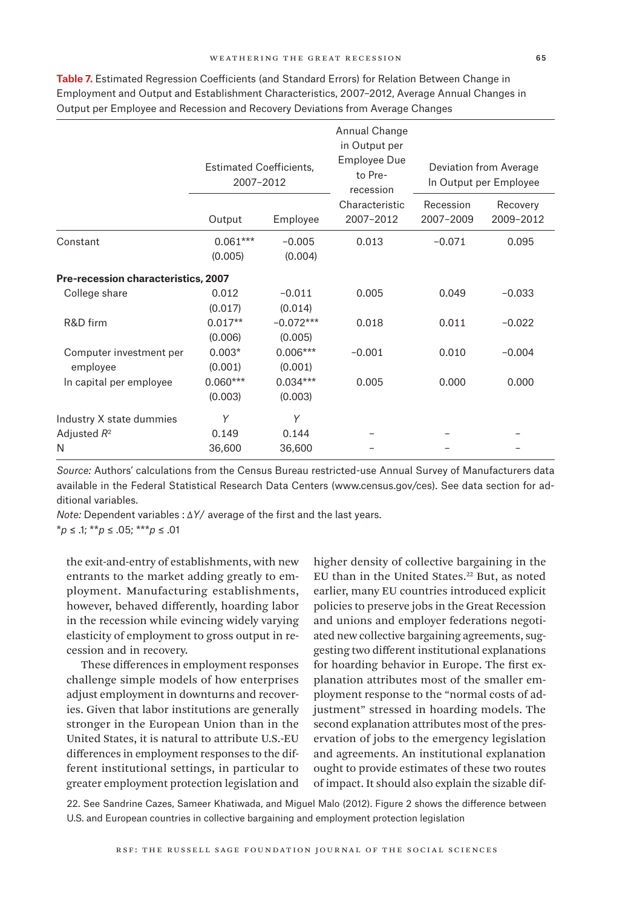**Table 7.** Estimated Regression Coefficients (and Standard Errors) for Relation Between Change in Employment and Output and Establishment Characteristics, 2007–2012, Average Annual Changes in Output per Employee and Recession and Recovery Deviations from Average Changes

| | Estimated Coefficients, 2007–2012 | | Annual Change in Output per Employee Due to Pre-recession | Deviation from Average In Output per Employee | |
|---|---|---|---|---|---|
| | Output | Employee | Characteristic 2007–2012 | Recession 2007–2009 | Recovery 2009–2012 |
| Constant | 0.061*** (0.005) | −0.005 (0.004) | 0.013 | −0.071 | 0.095 |
| **Pre-recession characteristics, 2007** | | | | | |
| College share | 0.012 (0.017) | −0.011 (0.014) | 0.005 | 0.049 | −0.033 |
| R&D firm | 0.017** (0.006) | −0.072*** (0.005) | 0.018 | 0.011 | −0.022 |
| Computer investment per employee | 0.003* (0.001) | 0.006*** (0.001) | −0.001 | 0.010 | −0.004 |
| ln capital per employee | 0.060*** (0.003) | 0.034*** (0.003) | 0.005 | 0.000 | 0.000 |
| Industry X state dummies | *Y* | *Y* | | | |
| Adjusted $R^2$ | 0.149 | 0.144 | – | – | – |
| N | 36,600 | 36,600 | – | – | – |

*Source:* Authors' calculations from the Census Bureau restricted-use Annual Survey of Manufacturers data available in the Federal Statistical Research Data Centers (www.census.gov/ces). See data section for additional variables.

*Note:* Dependent variables : $\Delta Y$/ average of the first and the last years.

*$p \le .1$; **$p \le .05$; ***$p \le .01$

the exit-and-entry of establishments, with new entrants to the market adding greatly to employment. Manufacturing establishments, however, behaved differently, hoarding labor in the recession while evincing widely varying elasticity of employment to gross output in recession and in recovery.

These differences in employment responses challenge simple models of how enterprises adjust employment in downturns and recoveries. Given that labor institutions are generally stronger in the European Union than in the United States, it is natural to attribute U.S.-EU differences in employment responses to the different institutional settings, in particular to greater employment protection legislation and higher density of collective bargaining in the EU than in the United States.[22] But, as noted earlier, many EU countries introduced explicit policies to preserve jobs in the Great Recession and unions and employer federations negotiated new collective bargaining agreements, suggesting two different institutional explanations for hoarding behavior in Europe. The first explanation attributes most of the smaller employment response to the "normal costs of adjustment" stressed in hoarding models. The second explanation attributes most of the preservation of jobs to the emergency legislation and agreements. An institutional explanation ought to provide estimates of these two routes of impact. It should also explain the sizable dif-

22. See Sandrine Cazes, Sameer Khatiwada, and Miguel Malo (2012). Figure 2 shows the difference between U.S. and European countries in collective bargaining and employment protection legislation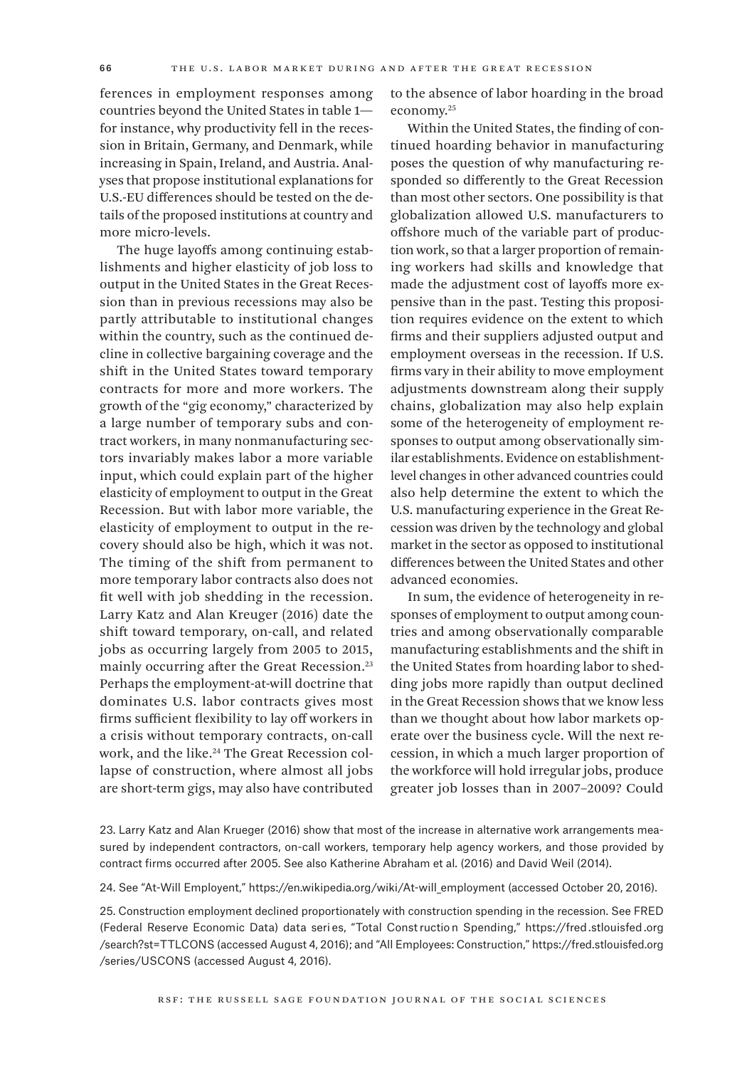ferences in employment responses among countries beyond the United States in table 1—for instance, why productivity fell in the recession in Britain, Germany, and Denmark, while increasing in Spain, Ireland, and Austria. Analyses that propose institutional explanations for U.S.-EU differences should be tested on the details of the proposed institutions at country and more micro-levels.

The huge layoffs among continuing establishments and higher elasticity of job loss to output in the United States in the Great Recession than in previous recessions may also be partly attributable to institutional changes within the country, such as the continued decline in collective bargaining coverage and the shift in the United States toward temporary contracts for more and more workers. The growth of the "gig economy," characterized by a large number of temporary subs and contract workers, in many nonmanufacturing sectors invariably makes labor a more variable input, which could explain part of the higher elasticity of employment to output in the Great Recession. But with labor more variable, the elasticity of employment to output in the recovery should also be high, which it was not. The timing of the shift from permanent to more temporary labor contracts also does not fit well with job shedding in the recession. Larry Katz and Alan Kreuger (2016) date the shift toward temporary, on-call, and related jobs as occurring largely from 2005 to 2015, mainly occurring after the Great Recession.[23] Perhaps the employment-at-will doctrine that dominates U.S. labor contracts gives most firms sufficient flexibility to lay off workers in a crisis without temporary contracts, on-call work, and the like.[24] The Great Recession collapse of construction, where almost all jobs are short-term gigs, may also have contributed to the absence of labor hoarding in the broad economy.[25]

Within the United States, the finding of continued hoarding behavior in manufacturing poses the question of why manufacturing responded so differently to the Great Recession than most other sectors. One possibility is that globalization allowed U.S. manufacturers to offshore much of the variable part of production work, so that a larger proportion of remaining workers had skills and knowledge that made the adjustment cost of layoffs more expensive than in the past. Testing this proposition requires evidence on the extent to which firms and their suppliers adjusted output and employment overseas in the recession. If U.S. firms vary in their ability to move employment adjustments downstream along their supply chains, globalization may also help explain some of the heterogeneity of employment responses to output among observationally similar establishments. Evidence on establishment-level changes in other advanced countries could also help determine the extent to which the U.S. manufacturing experience in the Great Recession was driven by the technology and global market in the sector as opposed to institutional differences between the United States and other advanced economies.

In sum, the evidence of heterogeneity in responses of employment to output among countries and among observationally comparable manufacturing establishments and the shift in the United States from hoarding labor to shedding jobs more rapidly than output declined in the Great Recession shows that we know less than we thought about how labor markets operate over the business cycle. Will the next recession, in which a much larger proportion of the workforce will hold irregular jobs, produce greater job losses than in 2007–2009? Could

23. Larry Katz and Alan Krueger (2016) show that most of the increase in alternative work arrangements measured by independent contractors, on-call workers, temporary help agency workers, and those provided by contract firms occurred after 2005. See also Katherine Abraham et al. (2016) and David Weil (2014).

24. See "At-Will Employent," https://en.wikipedia.org/wiki/At-will_employment (accessed October 20, 2016).

25. Construction employment declined proportionately with construction spending in the recession. See FRED (Federal Reserve Economic Data) data series, "Total Construction Spending," https://fred.stlouisfed.org/search?st=TTLCONS (accessed August 4, 2016); and "All Employees: Construction," https://fred.stlouisfed.org/series/USCONS (accessed August 4, 2016).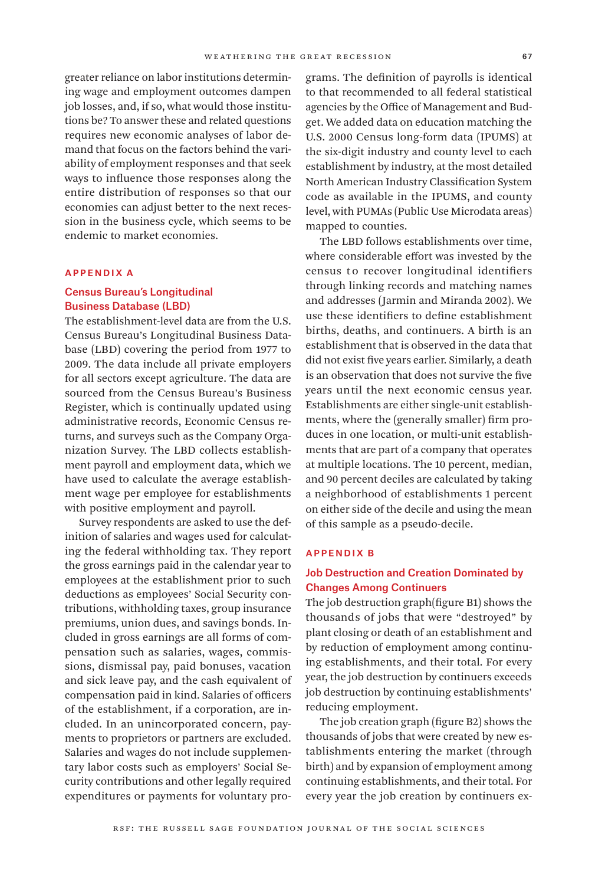greater reliance on labor institutions determining wage and employment outcomes dampen job losses, and, if so, what would those institutions be? To answer these and related questions requires new economic analyses of labor demand that focus on the factors behind the variability of employment responses and that seek ways to influence those responses along the entire distribution of responses so that our economies can adjust better to the next recession in the business cycle, which seems to be endemic to market economies.

## APPENDIX A

### Census Bureau's Longitudinal Business Database (LBD)

The establishment-level data are from the U.S. Census Bureau's Longitudinal Business Database (LBD) covering the period from 1977 to 2009. The data include all private employers for all sectors except agriculture. The data are sourced from the Census Bureau's Business Register, which is continually updated using administrative records, Economic Census returns, and surveys such as the Company Organization Survey. The LBD collects establishment payroll and employment data, which we have used to calculate the average establishment wage per employee for establishments with positive employment and payroll.

Survey respondents are asked to use the definition of salaries and wages used for calculating the federal withholding tax. They report the gross earnings paid in the calendar year to employees at the establishment prior to such deductions as employees' Social Security contributions, withholding taxes, group insurance premiums, union dues, and savings bonds. Included in gross earnings are all forms of compensation such as salaries, wages, commissions, dismissal pay, paid bonuses, vacation and sick leave pay, and the cash equivalent of compensation paid in kind. Salaries of officers of the establishment, if a corporation, are included. In an unincorporated concern, payments to proprietors or partners are excluded. Salaries and wages do not include supplementary labor costs such as employers' Social Security contributions and other legally required expenditures or payments for voluntary programs. The definition of payrolls is identical to that recommended to all federal statistical agencies by the Office of Management and Budget. We added data on education matching the U.S. 2000 Census long-form data (IPUMS) at the six-digit industry and county level to each establishment by industry, at the most detailed North American Industry Classification System code as available in the IPUMS, and county level, with PUMAs (Public Use Microdata areas) mapped to counties.

The LBD follows establishments over time, where considerable effort was invested by the census to recover longitudinal identifiers through linking records and matching names and addresses (Jarmin and Miranda 2002). We use these identifiers to define establishment births, deaths, and continuers. A birth is an establishment that is observed in the data that did not exist five years earlier. Similarly, a death is an observation that does not survive the five years until the next economic census year. Establishments are either single-unit establishments, where the (generally smaller) firm produces in one location, or multi-unit establishments that are part of a company that operates at multiple locations. The 10 percent, median, and 90 percent deciles are calculated by taking a neighborhood of establishments 1 percent on either side of the decile and using the mean of this sample as a pseudo-decile.

## APPENDIX B

### Job Destruction and Creation Dominated by Changes Among Continuers

The job destruction graph(figure B1) shows the thousands of jobs that were "destroyed" by plant closing or death of an establishment and by reduction of employment among continuing establishments, and their total. For every year, the job destruction by continuers exceeds job destruction by continuing establishments' reducing employment.

The job creation graph (figure B2) shows the thousands of jobs that were created by new establishments entering the market (through birth) and by expansion of employment among continuing establishments, and their total. For every year the job creation by continuers ex-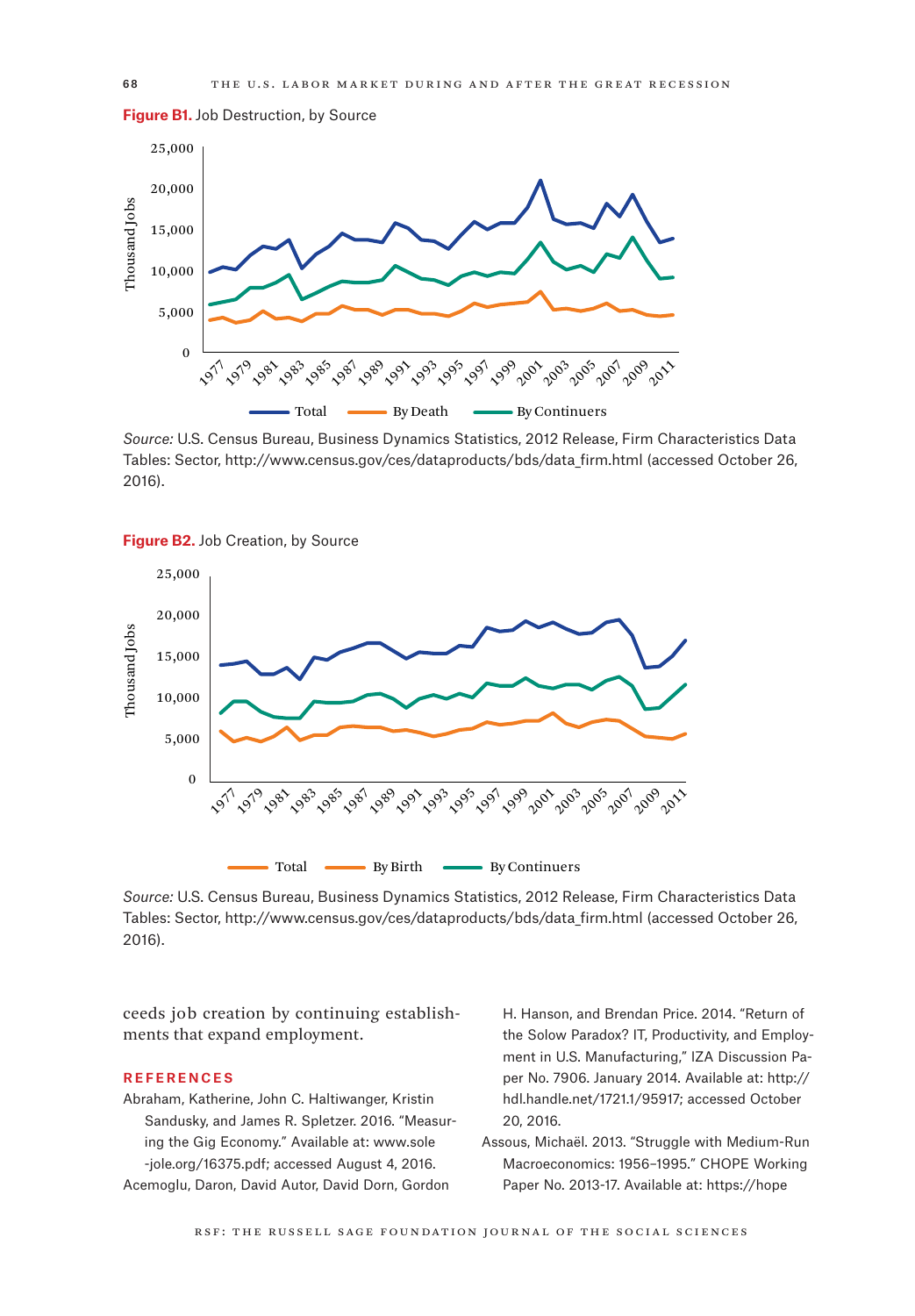**Figure B1.** Job Destruction, by Source

*Source:* U.S. Census Bureau, Business Dynamics Statistics, 2012 Release, Firm Characteristics Data Tables: Sector, http://www.census.gov/ces/dataproducts/bds/data_firm.html (accessed October 26, 2016).

**Figure B2.** Job Creation, by Source

*Source:* U.S. Census Bureau, Business Dynamics Statistics, 2012 Release, Firm Characteristics Data Tables: Sector, http://www.census.gov/ces/dataproducts/bds/data_firm.html (accessed October 26, 2016).

ceeds job creation by continuing establishments that expand employment.

## REFERENCES

Abraham, Katherine, John C. Haltiwanger, Kristin Sandusky, and James R. Spletzer. 2016. "Measuring the Gig Economy." Available at: www.sole-jole.org/16375.pdf; accessed August 4, 2016.

Acemoglu, Daron, David Autor, David Dorn, Gordon H. Hanson, and Brendan Price. 2014. "Return of the Solow Paradox? IT, Productivity, and Employment in U.S. Manufacturing," IZA Discussion Paper No. 7906. January 2014. Available at: http://hdl.handle.net/1721.1/95917; accessed October 20, 2016.

Assous, Michaël. 2013. "Struggle with Medium-Run Macroeconomics: 1956–1995." CHOPE Working Paper No. 2013-17. Available at: https://hope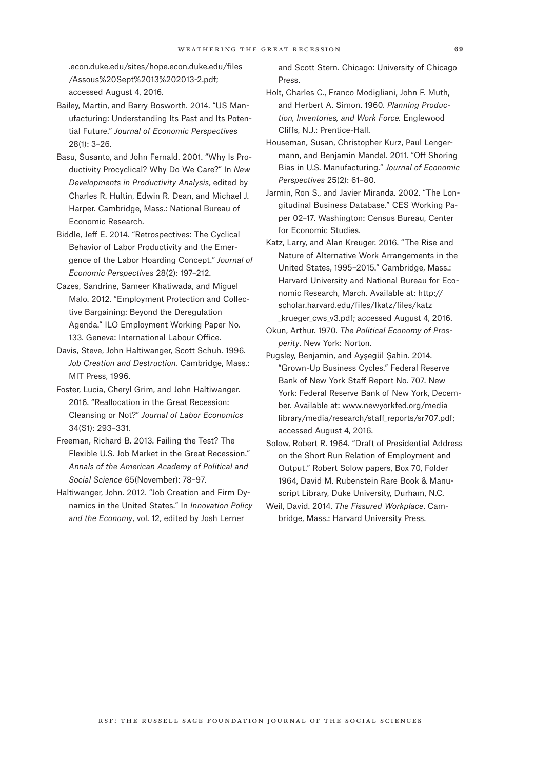.econ.duke.edu/sites/hope.econ.duke.edu/files/Assous%20Sept%2013%202013-2.pdf; accessed August 4, 2016.

Bailey, Martin, and Barry Bosworth. 2014. "US Manufacturing: Understanding Its Past and Its Potential Future." *Journal of Economic Perspectives* 28(1): 3–26.

Basu, Susanto, and John Fernald. 2001. "Why Is Productivity Procyclical? Why Do We Care?" In *New Developments in Productivity Analysis*, edited by Charles R. Hultin, Edwin R. Dean, and Michael J. Harper. Cambridge, Mass.: National Bureau of Economic Research.

Biddle, Jeff E. 2014. "Retrospectives: The Cyclical Behavior of Labor Productivity and the Emergence of the Labor Hoarding Concept." *Journal of Economic Perspectives* 28(2): 197–212.

Cazes, Sandrine, Sameer Khatiwada, and Miguel Malo. 2012. "Employment Protection and Collective Bargaining: Beyond the Deregulation Agenda." ILO Employment Working Paper No. 133. Geneva: International Labour Office.

Davis, Steve, John Haltiwanger, Scott Schuh. 1996. *Job Creation and Destruction.* Cambridge, Mass.: MIT Press, 1996.

Foster, Lucia, Cheryl Grim, and John Haltiwanger. 2016. "Reallocation in the Great Recession: Cleansing or Not?" *Journal of Labor Economics* 34(S1): 293–331.

Freeman, Richard B. 2013. Failing the Test? The Flexible U.S. Job Market in the Great Recession." *Annals of the American Academy of Political and Social Science* 65(November): 78–97.

Haltiwanger, John. 2012. "Job Creation and Firm Dynamics in the United States." In *Innovation Policy and the Economy*, vol. 12, edited by Josh Lerner and Scott Stern. Chicago: University of Chicago Press.

Holt, Charles C., Franco Modigliani, John F. Muth, and Herbert A. Simon. 1960. *Planning Production, Inventories, and Work Force.* Englewood Cliffs, N.J.: Prentice-Hall.

Houseman, Susan, Christopher Kurz, Paul Lengermann, and Benjamin Mandel. 2011. "Off Shoring Bias in U.S. Manufacturing." *Journal of Economic Perspectives* 25(2): 61–80.

Jarmin, Ron S., and Javier Miranda. 2002. "The Longitudinal Business Database." CES Working Paper 02–17. Washington: Census Bureau, Center for Economic Studies.

Katz, Larry, and Alan Kreuger. 2016. "The Rise and Nature of Alternative Work Arrangements in the United States, 1995–2015." Cambridge, Mass.: Harvard University and National Bureau for Economic Research, March. Available at: http://scholar.harvard.edu/files/lkatz/files/katz_krueger_cws_v3.pdf; accessed August 4, 2016.

Okun, Arthur. 1970. *The Political Economy of Prosperity*. New York: Norton.

Pugsley, Benjamin, and Ayşegül Şahin. 2014. "Grown-Up Business Cycles." Federal Reserve Bank of New York Staff Report No. 707. New York: Federal Reserve Bank of New York, December. Available at: www.newyorkfed.org/media library/media/research/staff_reports/sr707.pdf; accessed August 4, 2016.

Solow, Robert R. 1964. "Draft of Presidential Address on the Short Run Relation of Employment and Output." Robert Solow papers, Box 70, Folder 1964, David M. Rubenstein Rare Book & Manuscript Library, Duke University, Durham, N.C.

Weil, David. 2014. *The Fissured Workplace*. Cambridge, Mass.: Harvard University Press.